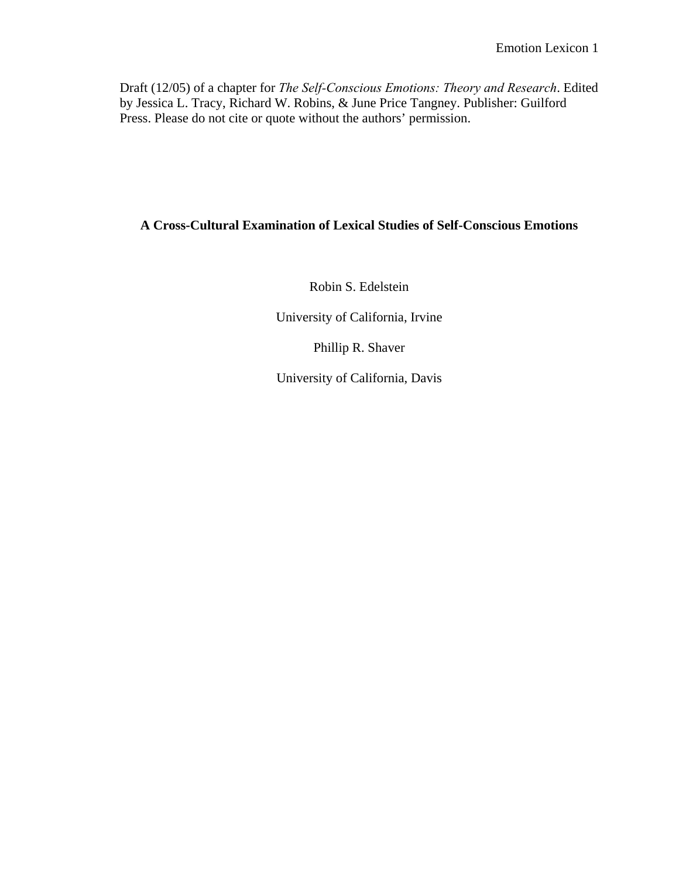Draft (12/05) of a chapter for *The Self-Conscious Emotions: Theory and Research*. Edited by Jessica L. Tracy, Richard W. Robins, & June Price Tangney. Publisher: Guilford Press. Please do not cite or quote without the authors' permission.

# A Cross-Cultural Examination of Lexical Studies of Self-Conscious Emotions

Robin S. Edelstein

University of California, Irvine

Phillip R. Shaver

University of California, Davis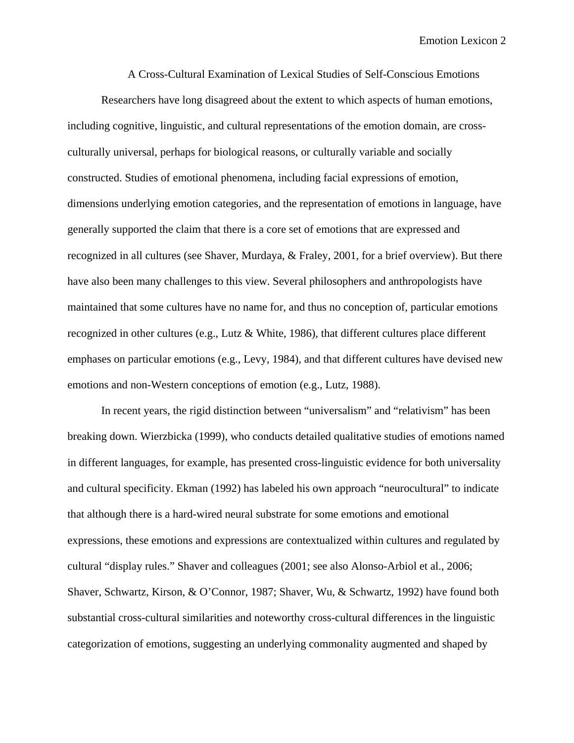# A Cross-Cultural Examination of Lexical Studies of Self-Conscious Emotions

Researchers have long disagreed about the extent to which aspects of human emotions, including cognitive, linguistic, and cultural representations of the emotion domain, are cross-culturally universal, perhaps for biological reasons, or culturally variable and socially constructed. Studies of emotional phenomena, including facial expressions of emotion, dimensions underlying emotion categories, and the representation of emotions in language, have generally supported the claim that there is a core set of emotions that are expressed and recognized in all cultures (see Shaver, Murdaya, & Fraley, 2001, for a brief overview). But there have also been many challenges to this view. Several philosophers and anthropologists have maintained that some cultures have no name for, and thus no conception of, particular emotions recognized in other cultures (e.g., Lutz & White, 1986), that different cultures place different emphases on particular emotions (e.g., Levy, 1984), and that different cultures have devised new emotions and non-Western conceptions of emotion (e.g., Lutz, 1988).

In recent years, the rigid distinction between "universalism" and "relativism" has been breaking down. Wierzbicka (1999), who conducts detailed qualitative studies of emotions named in different languages, for example, has presented cross-linguistic evidence for both universality and cultural specificity. Ekman (1992) has labeled his own approach "neurocultural" to indicate that although there is a hard-wired neural substrate for some emotions and emotional expressions, these emotions and expressions are contextualized within cultures and regulated by cultural "display rules." Shaver and colleagues (2001; see also Alonso-Arbiol et al., 2006; Shaver, Schwartz, Kirson, & O'Connor, 1987; Shaver, Wu, & Schwartz, 1992) have found both substantial cross-cultural similarities and noteworthy cross-cultural differences in the linguistic categorization of emotions, suggesting an underlying commonality augmented and shaped by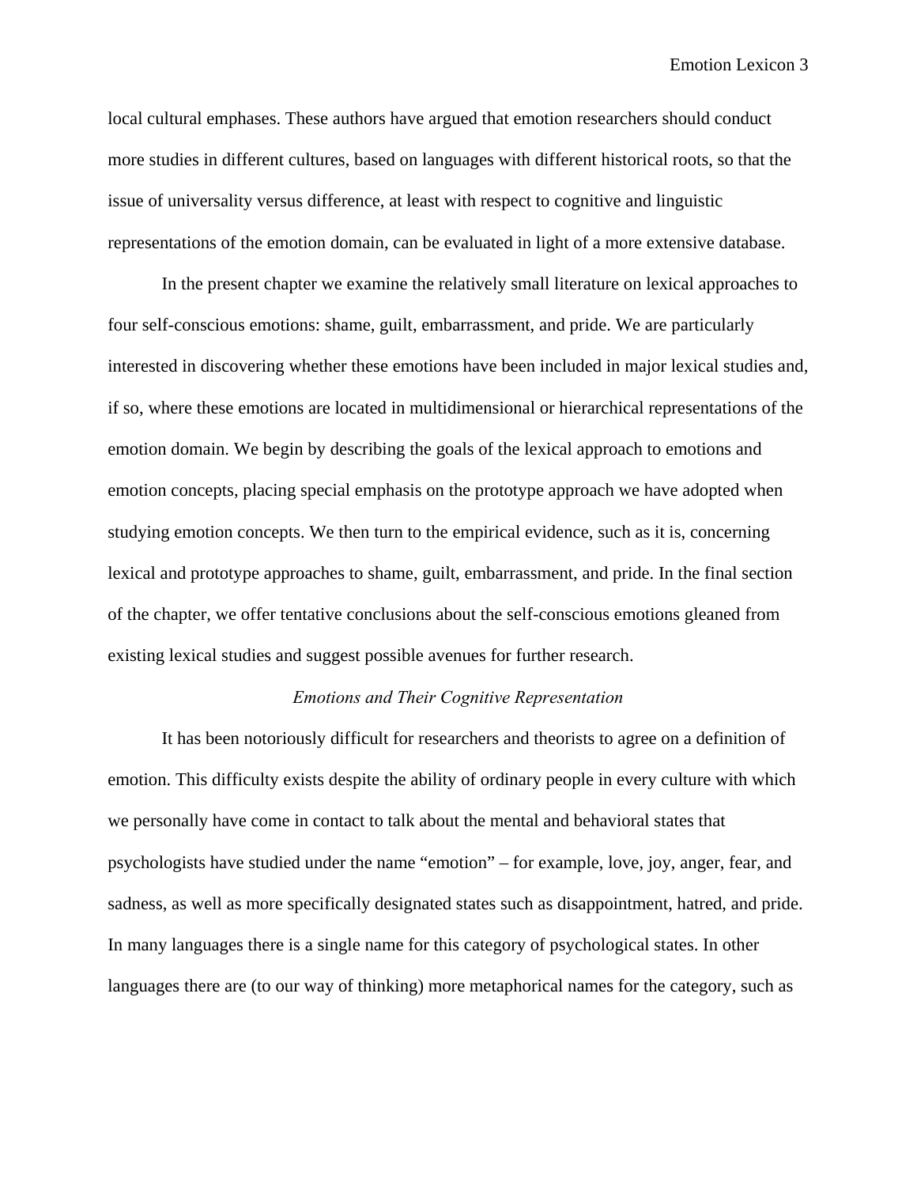local cultural emphases. These authors have argued that emotion researchers should conduct more studies in different cultures, based on languages with different historical roots, so that the issue of universality versus difference, at least with respect to cognitive and linguistic representations of the emotion domain, can be evaluated in light of a more extensive database.

In the present chapter we examine the relatively small literature on lexical approaches to four self-conscious emotions: shame, guilt, embarrassment, and pride. We are particularly interested in discovering whether these emotions have been included in major lexical studies and, if so, where these emotions are located in multidimensional or hierarchical representations of the emotion domain. We begin by describing the goals of the lexical approach to emotions and emotion concepts, placing special emphasis on the prototype approach we have adopted when studying emotion concepts. We then turn to the empirical evidence, such as it is, concerning lexical and prototype approaches to shame, guilt, embarrassment, and pride. In the final section of the chapter, we offer tentative conclusions about the self-conscious emotions gleaned from existing lexical studies and suggest possible avenues for further research.

## *Emotions and Their Cognitive Representation*

It has been notoriously difficult for researchers and theorists to agree on a definition of emotion. This difficulty exists despite the ability of ordinary people in every culture with which we personally have come in contact to talk about the mental and behavioral states that psychologists have studied under the name "emotion" – for example, love, joy, anger, fear, and sadness, as well as more specifically designated states such as disappointment, hatred, and pride. In many languages there is a single name for this category of psychological states. In other languages there are (to our way of thinking) more metaphorical names for the category, such as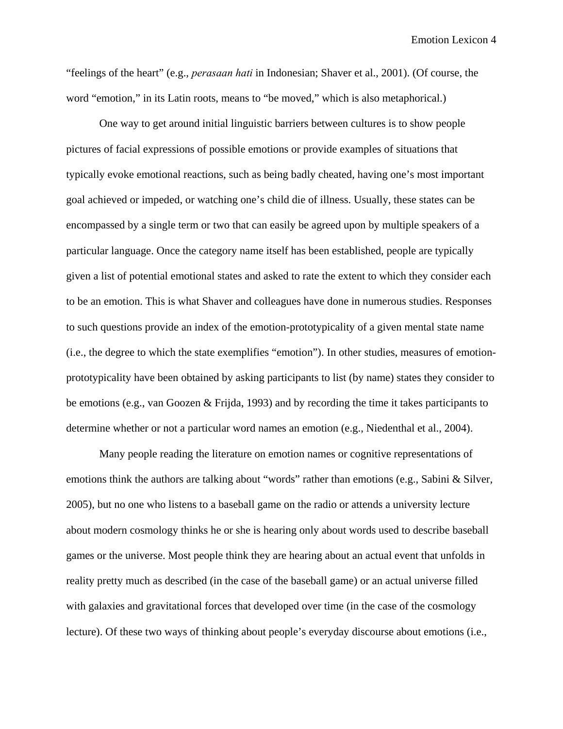"feelings of the heart" (e.g., *perasaan hati* in Indonesian; Shaver et al., 2001). (Of course, the word "emotion," in its Latin roots, means to "be moved," which is also metaphorical.)

One way to get around initial linguistic barriers between cultures is to show people pictures of facial expressions of possible emotions or provide examples of situations that typically evoke emotional reactions, such as being badly cheated, having one's most important goal achieved or impeded, or watching one's child die of illness. Usually, these states can be encompassed by a single term or two that can easily be agreed upon by multiple speakers of a particular language. Once the category name itself has been established, people are typically given a list of potential emotional states and asked to rate the extent to which they consider each to be an emotion. This is what Shaver and colleagues have done in numerous studies. Responses to such questions provide an index of the emotion-prototypicality of a given mental state name (i.e., the degree to which the state exemplifies "emotion"). In other studies, measures of emotion-prototypicality have been obtained by asking participants to list (by name) states they consider to be emotions (e.g., van Goozen & Frijda, 1993) and by recording the time it takes participants to determine whether or not a particular word names an emotion (e.g., Niedenthal et al., 2004).

Many people reading the literature on emotion names or cognitive representations of emotions think the authors are talking about "words" rather than emotions (e.g., Sabini & Silver, 2005), but no one who listens to a baseball game on the radio or attends a university lecture about modern cosmology thinks he or she is hearing only about words used to describe baseball games or the universe. Most people think they are hearing about an actual event that unfolds in reality pretty much as described (in the case of the baseball game) or an actual universe filled with galaxies and gravitational forces that developed over time (in the case of the cosmology lecture). Of these two ways of thinking about people's everyday discourse about emotions (i.e.,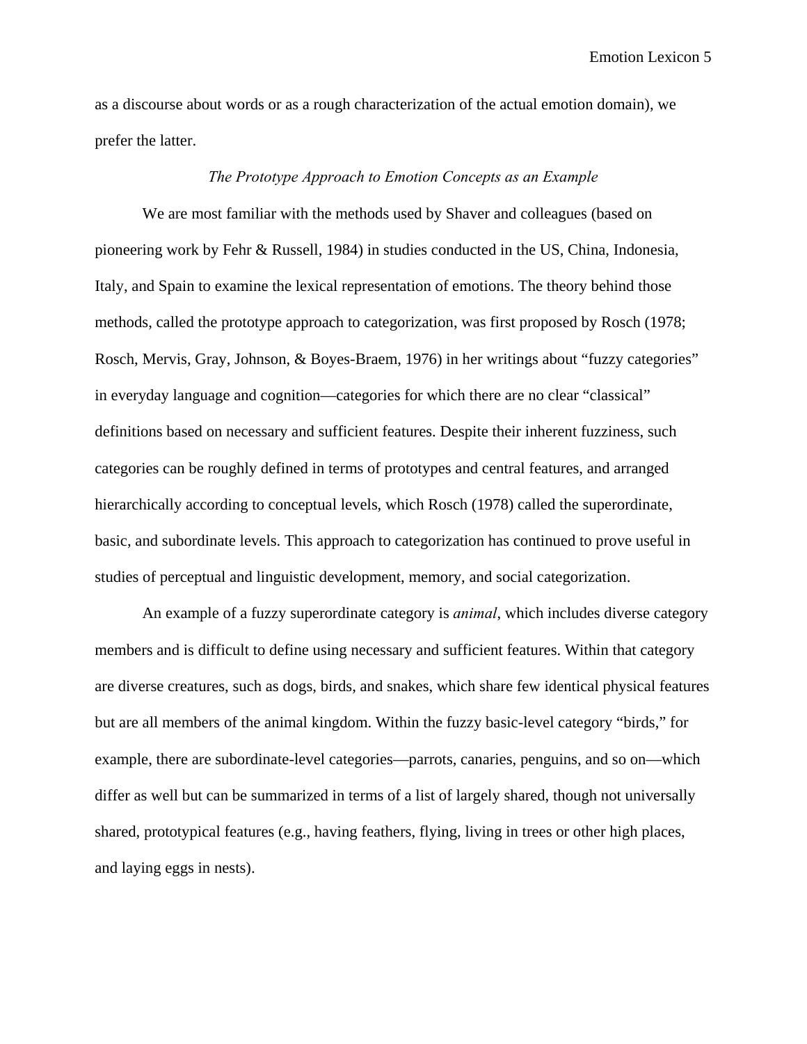as a discourse about words or as a rough characterization of the actual emotion domain), we prefer the latter.

### *The Prototype Approach to Emotion Concepts as an Example*

We are most familiar with the methods used by Shaver and colleagues (based on pioneering work by Fehr & Russell, 1984) in studies conducted in the US, China, Indonesia, Italy, and Spain to examine the lexical representation of emotions. The theory behind those methods, called the prototype approach to categorization, was first proposed by Rosch (1978; Rosch, Mervis, Gray, Johnson, & Boyes-Braem, 1976) in her writings about "fuzzy categories" in everyday language and cognition—categories for which there are no clear "classical" definitions based on necessary and sufficient features. Despite their inherent fuzziness, such categories can be roughly defined in terms of prototypes and central features, and arranged hierarchically according to conceptual levels, which Rosch (1978) called the superordinate, basic, and subordinate levels. This approach to categorization has continued to prove useful in studies of perceptual and linguistic development, memory, and social categorization.

An example of a fuzzy superordinate category is *animal*, which includes diverse category members and is difficult to define using necessary and sufficient features. Within that category are diverse creatures, such as dogs, birds, and snakes, which share few identical physical features but are all members of the animal kingdom. Within the fuzzy basic-level category "birds," for example, there are subordinate-level categories—parrots, canaries, penguins, and so on—which differ as well but can be summarized in terms of a list of largely shared, though not universally shared, prototypical features (e.g., having feathers, flying, living in trees or other high places, and laying eggs in nests).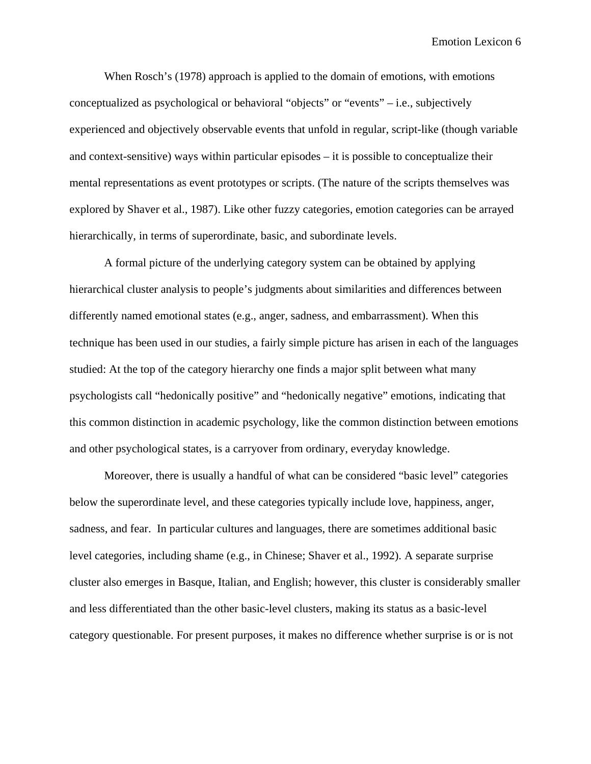When Rosch's (1978) approach is applied to the domain of emotions, with emotions conceptualized as psychological or behavioral "objects" or "events" – i.e., subjectively experienced and objectively observable events that unfold in regular, script-like (though variable and context-sensitive) ways within particular episodes – it is possible to conceptualize their mental representations as event prototypes or scripts. (The nature of the scripts themselves was explored by Shaver et al., 1987). Like other fuzzy categories, emotion categories can be arrayed hierarchically, in terms of superordinate, basic, and subordinate levels.

A formal picture of the underlying category system can be obtained by applying hierarchical cluster analysis to people's judgments about similarities and differences between differently named emotional states (e.g., anger, sadness, and embarrassment). When this technique has been used in our studies, a fairly simple picture has arisen in each of the languages studied: At the top of the category hierarchy one finds a major split between what many psychologists call "hedonically positive" and "hedonically negative" emotions, indicating that this common distinction in academic psychology, like the common distinction between emotions and other psychological states, is a carryover from ordinary, everyday knowledge.

Moreover, there is usually a handful of what can be considered "basic level" categories below the superordinate level, and these categories typically include love, happiness, anger, sadness, and fear. In particular cultures and languages, there are sometimes additional basic level categories, including shame (e.g., in Chinese; Shaver et al., 1992). A separate surprise cluster also emerges in Basque, Italian, and English; however, this cluster is considerably smaller and less differentiated than the other basic-level clusters, making its status as a basic-level category questionable. For present purposes, it makes no difference whether surprise is or is not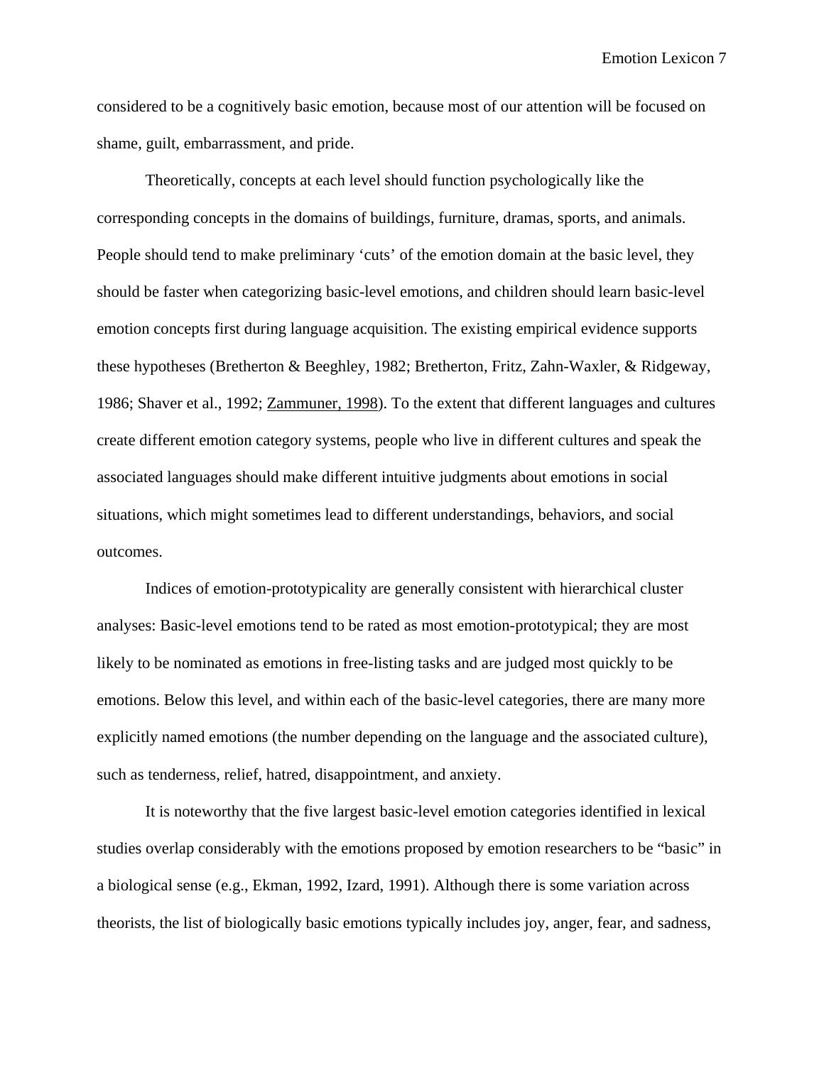considered to be a cognitively basic emotion, because most of our attention will be focused on shame, guilt, embarrassment, and pride.

Theoretically, concepts at each level should function psychologically like the corresponding concepts in the domains of buildings, furniture, dramas, sports, and animals. People should tend to make preliminary 'cuts' of the emotion domain at the basic level, they should be faster when categorizing basic-level emotions, and children should learn basic-level emotion concepts first during language acquisition. The existing empirical evidence supports these hypotheses (Bretherton & Beeghley, 1982; Bretherton, Fritz, Zahn-Waxler, & Ridgeway, 1986; Shaver et al., 1992; Zammuner, 1998). To the extent that different languages and cultures create different emotion category systems, people who live in different cultures and speak the associated languages should make different intuitive judgments about emotions in social situations, which might sometimes lead to different understandings, behaviors, and social outcomes.

Indices of emotion-prototypicality are generally consistent with hierarchical cluster analyses: Basic-level emotions tend to be rated as most emotion-prototypical; they are most likely to be nominated as emotions in free-listing tasks and are judged most quickly to be emotions. Below this level, and within each of the basic-level categories, there are many more explicitly named emotions (the number depending on the language and the associated culture), such as tenderness, relief, hatred, disappointment, and anxiety.

It is noteworthy that the five largest basic-level emotion categories identified in lexical studies overlap considerably with the emotions proposed by emotion researchers to be "basic" in a biological sense (e.g., Ekman, 1992, Izard, 1991). Although there is some variation across theorists, the list of biologically basic emotions typically includes joy, anger, fear, and sadness,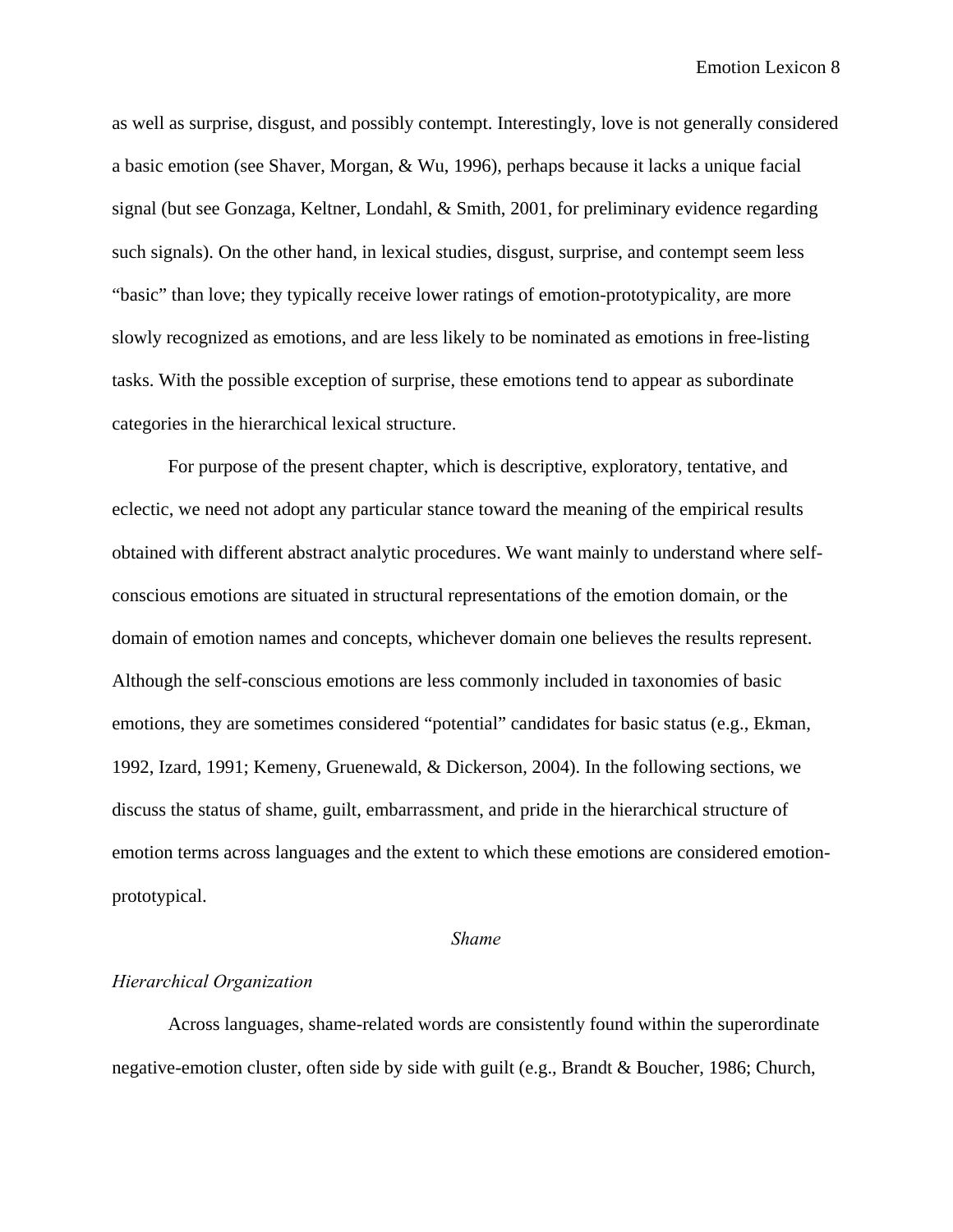as well as surprise, disgust, and possibly contempt. Interestingly, love is not generally considered a basic emotion (see Shaver, Morgan, & Wu, 1996), perhaps because it lacks a unique facial signal (but see Gonzaga, Keltner, Londahl, & Smith, 2001, for preliminary evidence regarding such signals). On the other hand, in lexical studies, disgust, surprise, and contempt seem less "basic" than love; they typically receive lower ratings of emotion-prototypicality, are more slowly recognized as emotions, and are less likely to be nominated as emotions in free-listing tasks. With the possible exception of surprise, these emotions tend to appear as subordinate categories in the hierarchical lexical structure.

For purpose of the present chapter, which is descriptive, exploratory, tentative, and eclectic, we need not adopt any particular stance toward the meaning of the empirical results obtained with different abstract analytic procedures. We want mainly to understand where self-conscious emotions are situated in structural representations of the emotion domain, or the domain of emotion names and concepts, whichever domain one believes the results represent. Although the self-conscious emotions are less commonly included in taxonomies of basic emotions, they are sometimes considered "potential" candidates for basic status (e.g., Ekman, 1992, Izard, 1991; Kemeny, Gruenewald, & Dickerson, 2004). In the following sections, we discuss the status of shame, guilt, embarrassment, and pride in the hierarchical structure of emotion terms across languages and the extent to which these emotions are considered emotion-prototypical.

## *Shame*

### *Hierarchical Organization*

Across languages, shame-related words are consistently found within the superordinate negative-emotion cluster, often side by side with guilt (e.g., Brandt & Boucher, 1986; Church,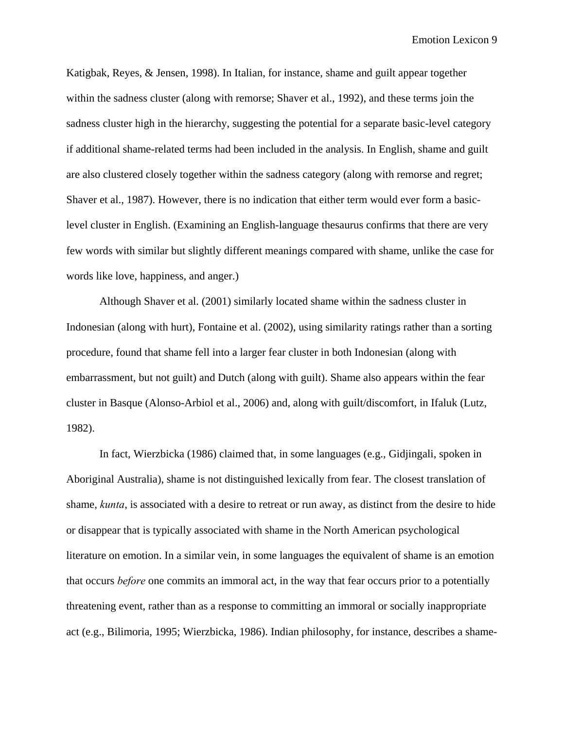Katigbak, Reyes, & Jensen, 1998). In Italian, for instance, shame and guilt appear together within the sadness cluster (along with remorse; Shaver et al., 1992), and these terms join the sadness cluster high in the hierarchy, suggesting the potential for a separate basic-level category if additional shame-related terms had been included in the analysis. In English, shame and guilt are also clustered closely together within the sadness category (along with remorse and regret; Shaver et al., 1987). However, there is no indication that either term would ever form a basic-level cluster in English. (Examining an English-language thesaurus confirms that there are very few words with similar but slightly different meanings compared with shame, unlike the case for words like love, happiness, and anger.)

Although Shaver et al. (2001) similarly located shame within the sadness cluster in Indonesian (along with hurt), Fontaine et al. (2002), using similarity ratings rather than a sorting procedure, found that shame fell into a larger fear cluster in both Indonesian (along with embarrassment, but not guilt) and Dutch (along with guilt). Shame also appears within the fear cluster in Basque (Alonso-Arbiol et al., 2006) and, along with guilt/discomfort, in Ifaluk (Lutz, 1982).

In fact, Wierzbicka (1986) claimed that, in some languages (e.g., Gidjingali, spoken in Aboriginal Australia), shame is not distinguished lexically from fear. The closest translation of shame, *kunta*, is associated with a desire to retreat or run away, as distinct from the desire to hide or disappear that is typically associated with shame in the North American psychological literature on emotion. In a similar vein, in some languages the equivalent of shame is an emotion that occurs *before* one commits an immoral act, in the way that fear occurs prior to a potentially threatening event, rather than as a response to committing an immoral or socially inappropriate act (e.g., Bilimoria, 1995; Wierzbicka, 1986). Indian philosophy, for instance, describes a shame-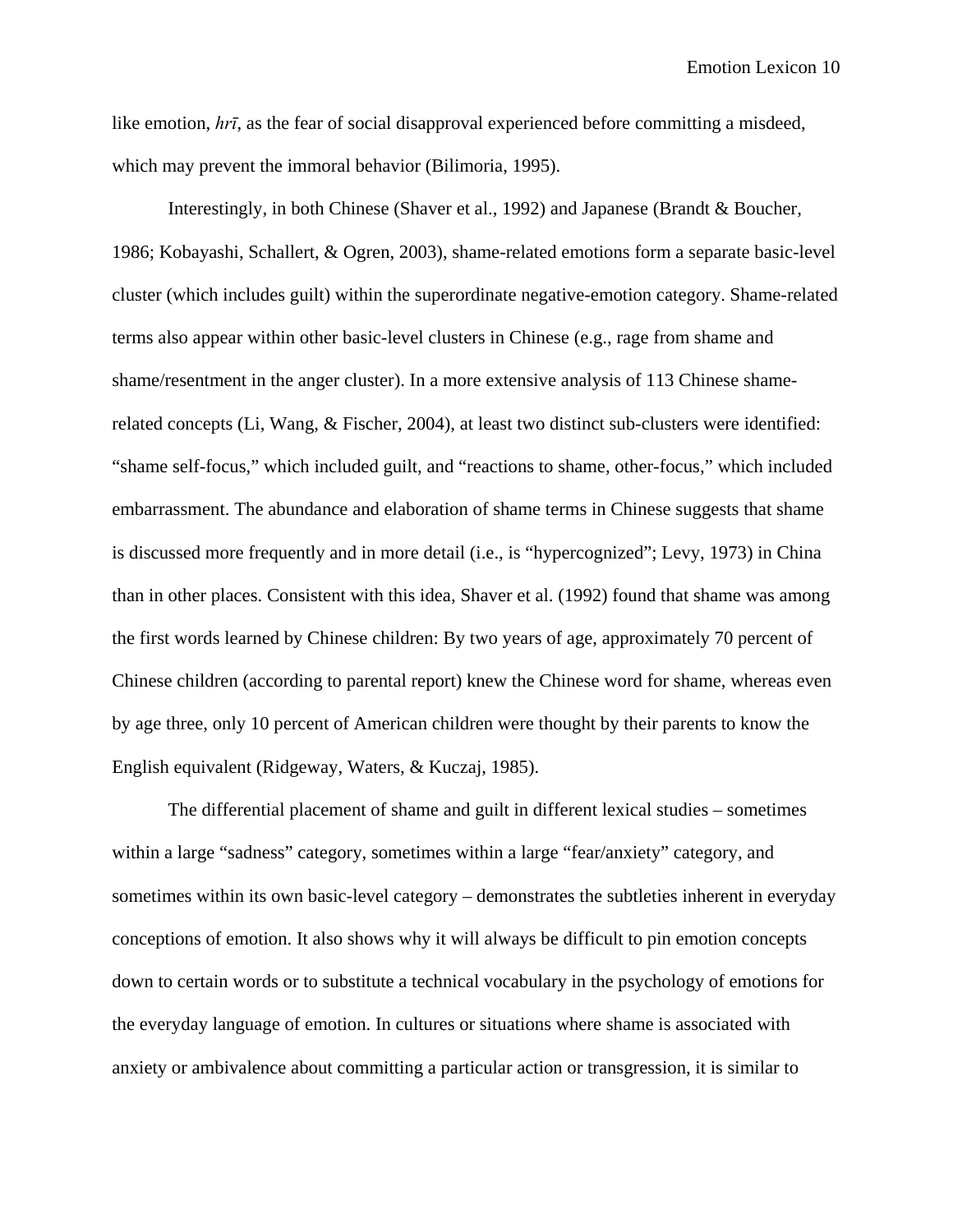like emotion, *hrī*, as the fear of social disapproval experienced before committing a misdeed, which may prevent the immoral behavior (Bilimoria, 1995).

Interestingly, in both Chinese (Shaver et al., 1992) and Japanese (Brandt & Boucher, 1986; Kobayashi, Schallert, & Ogren, 2003), shame-related emotions form a separate basic-level cluster (which includes guilt) within the superordinate negative-emotion category. Shame-related terms also appear within other basic-level clusters in Chinese (e.g., rage from shame and shame/resentment in the anger cluster). In a more extensive analysis of 113 Chinese shame-related concepts (Li, Wang, & Fischer, 2004), at least two distinct sub-clusters were identified: "shame self-focus," which included guilt, and "reactions to shame, other-focus," which included embarrassment. The abundance and elaboration of shame terms in Chinese suggests that shame is discussed more frequently and in more detail (i.e., is "hypercognized"; Levy, 1973) in China than in other places. Consistent with this idea, Shaver et al. (1992) found that shame was among the first words learned by Chinese children: By two years of age, approximately 70 percent of Chinese children (according to parental report) knew the Chinese word for shame, whereas even by age three, only 10 percent of American children were thought by their parents to know the English equivalent (Ridgeway, Waters, & Kuczaj, 1985).

The differential placement of shame and guilt in different lexical studies – sometimes within a large "sadness" category, sometimes within a large "fear/anxiety" category, and sometimes within its own basic-level category – demonstrates the subtleties inherent in everyday conceptions of emotion. It also shows why it will always be difficult to pin emotion concepts down to certain words or to substitute a technical vocabulary in the psychology of emotions for the everyday language of emotion. In cultures or situations where shame is associated with anxiety or ambivalence about committing a particular action or transgression, it is similar to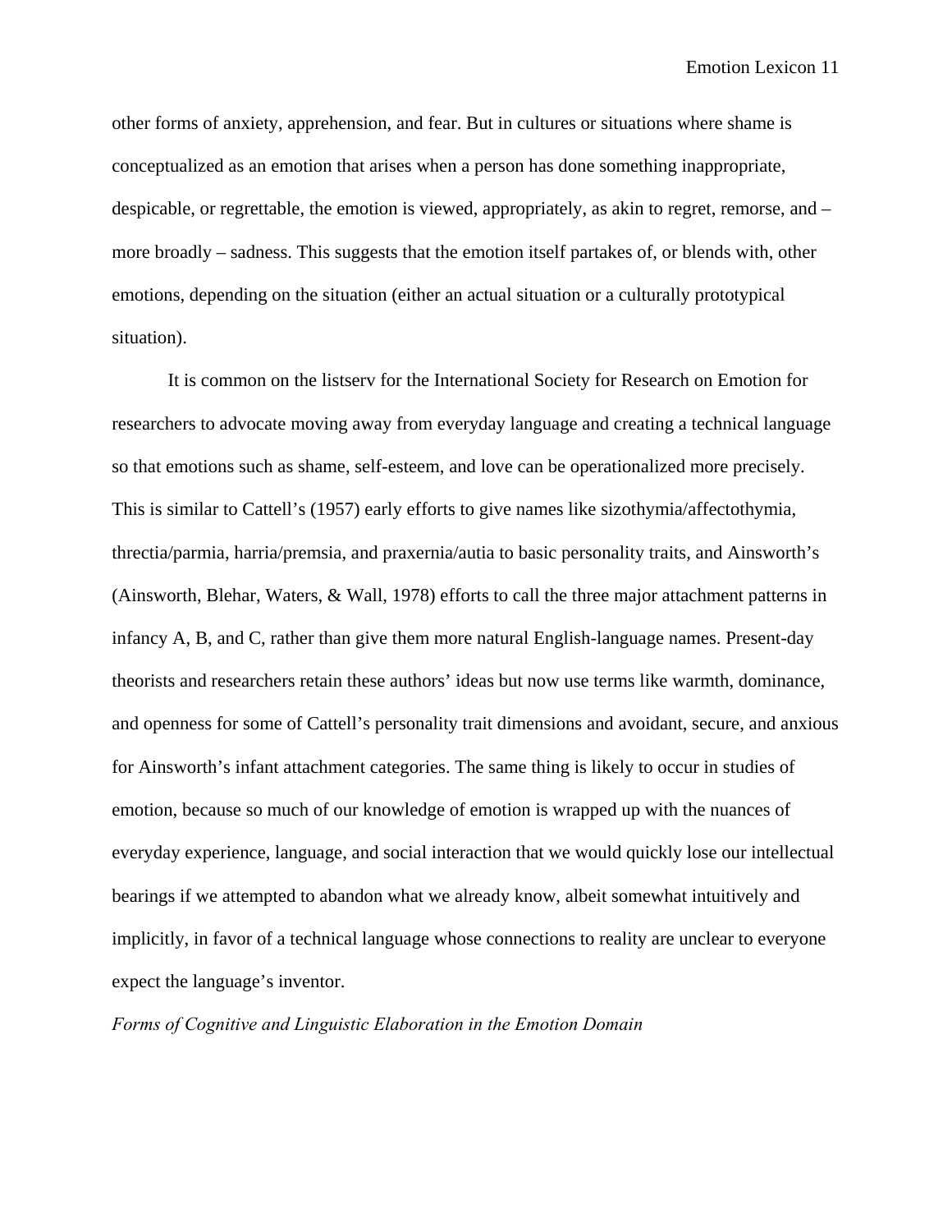other forms of anxiety, apprehension, and fear. But in cultures or situations where shame is conceptualized as an emotion that arises when a person has done something inappropriate, despicable, or regrettable, the emotion is viewed, appropriately, as akin to regret, remorse, and – more broadly – sadness. This suggests that the emotion itself partakes of, or blends with, other emotions, depending on the situation (either an actual situation or a culturally prototypical situation).

It is common on the listserv for the International Society for Research on Emotion for researchers to advocate moving away from everyday language and creating a technical language so that emotions such as shame, self-esteem, and love can be operationalized more precisely. This is similar to Cattell's (1957) early efforts to give names like sizothymia/affectothymia, threctia/parmia, harria/premsia, and praxernia/autia to basic personality traits, and Ainsworth's (Ainsworth, Blehar, Waters, & Wall, 1978) efforts to call the three major attachment patterns in infancy A, B, and C, rather than give them more natural English-language names. Present-day theorists and researchers retain these authors' ideas but now use terms like warmth, dominance, and openness for some of Cattell's personality trait dimensions and avoidant, secure, and anxious for Ainsworth's infant attachment categories. The same thing is likely to occur in studies of emotion, because so much of our knowledge of emotion is wrapped up with the nuances of everyday experience, language, and social interaction that we would quickly lose our intellectual bearings if we attempted to abandon what we already know, albeit somewhat intuitively and implicitly, in favor of a technical language whose connections to reality are unclear to everyone expect the language's inventor.

*Forms of Cognitive and Linguistic Elaboration in the Emotion Domain*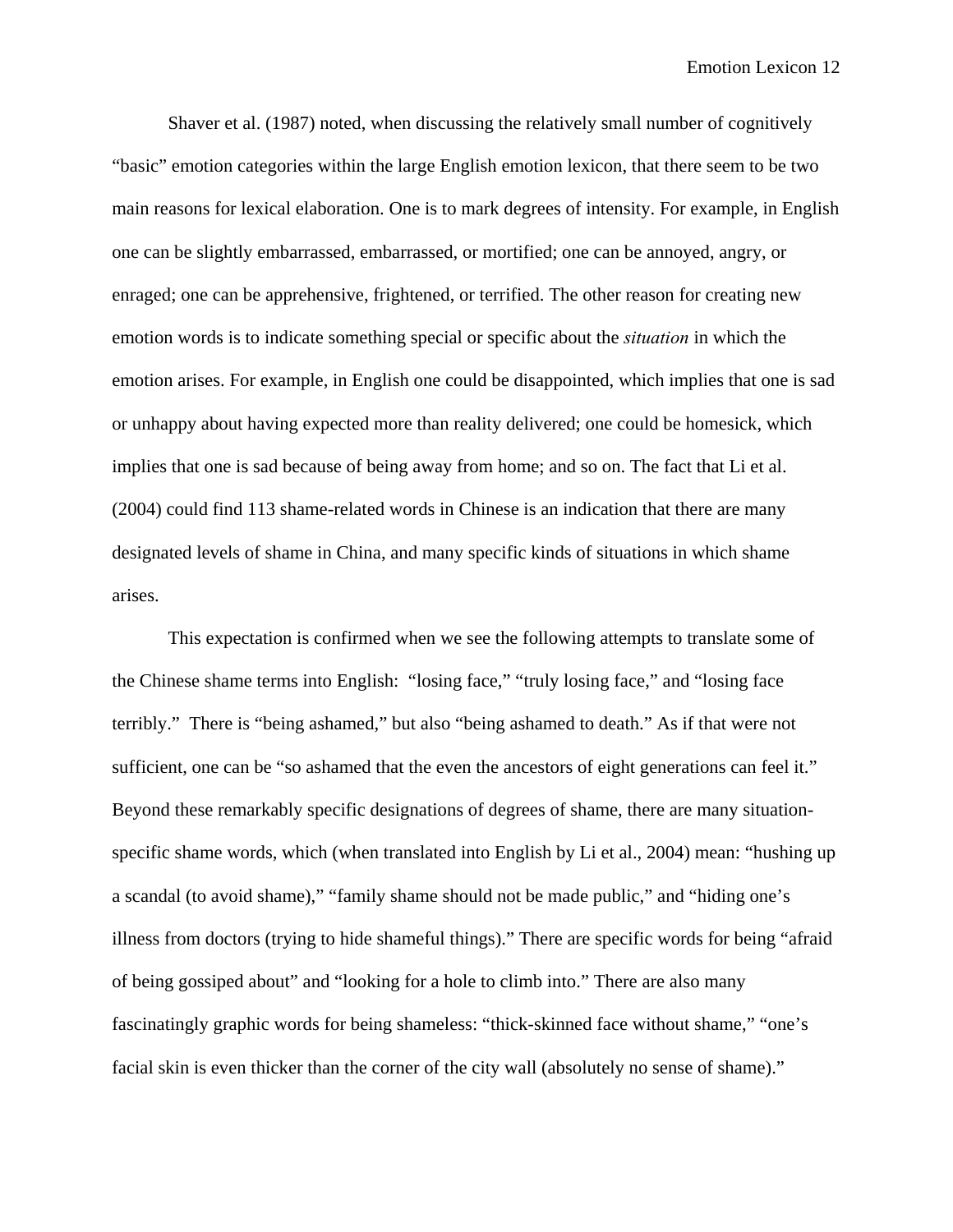Shaver et al. (1987) noted, when discussing the relatively small number of cognitively "basic" emotion categories within the large English emotion lexicon, that there seem to be two main reasons for lexical elaboration. One is to mark degrees of intensity. For example, in English one can be slightly embarrassed, embarrassed, or mortified; one can be annoyed, angry, or enraged; one can be apprehensive, frightened, or terrified. The other reason for creating new emotion words is to indicate something special or specific about the *situation* in which the emotion arises. For example, in English one could be disappointed, which implies that one is sad or unhappy about having expected more than reality delivered; one could be homesick, which implies that one is sad because of being away from home; and so on. The fact that Li et al. (2004) could find 113 shame-related words in Chinese is an indication that there are many designated levels of shame in China, and many specific kinds of situations in which shame arises.

This expectation is confirmed when we see the following attempts to translate some of the Chinese shame terms into English: "losing face," "truly losing face," and "losing face terribly." There is "being ashamed," but also "being ashamed to death." As if that were not sufficient, one can be "so ashamed that the even the ancestors of eight generations can feel it." Beyond these remarkably specific designations of degrees of shame, there are many situation-specific shame words, which (when translated into English by Li et al., 2004) mean: "hushing up a scandal (to avoid shame)," "family shame should not be made public," and "hiding one's illness from doctors (trying to hide shameful things)." There are specific words for being "afraid of being gossiped about" and "looking for a hole to climb into." There are also many fascinatingly graphic words for being shameless: "thick-skinned face without shame," "one's facial skin is even thicker than the corner of the city wall (absolutely no sense of shame)."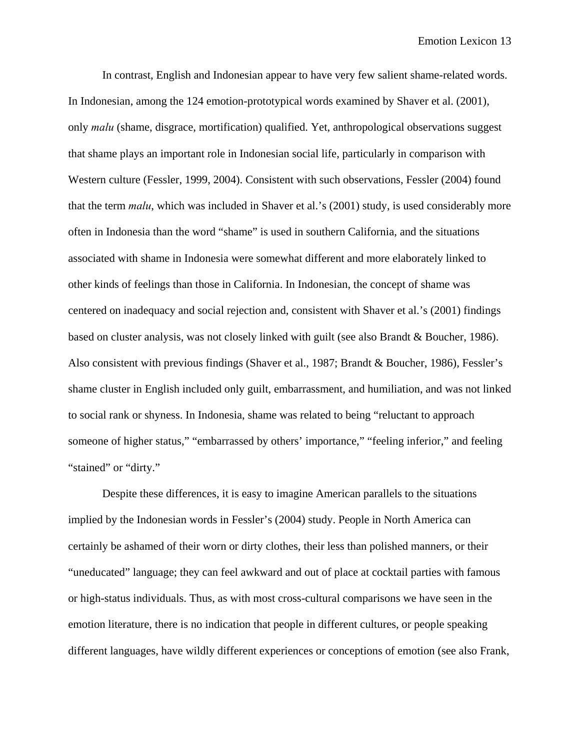In contrast, English and Indonesian appear to have very few salient shame-related words. In Indonesian, among the 124 emotion-prototypical words examined by Shaver et al. (2001), only *malu* (shame, disgrace, mortification) qualified. Yet, anthropological observations suggest that shame plays an important role in Indonesian social life, particularly in comparison with Western culture (Fessler, 1999, 2004). Consistent with such observations, Fessler (2004) found that the term *malu*, which was included in Shaver et al.'s (2001) study, is used considerably more often in Indonesia than the word "shame" is used in southern California, and the situations associated with shame in Indonesia were somewhat different and more elaborately linked to other kinds of feelings than those in California. In Indonesian, the concept of shame was centered on inadequacy and social rejection and, consistent with Shaver et al.'s (2001) findings based on cluster analysis, was not closely linked with guilt (see also Brandt & Boucher, 1986). Also consistent with previous findings (Shaver et al., 1987; Brandt & Boucher, 1986), Fessler's shame cluster in English included only guilt, embarrassment, and humiliation, and was not linked to social rank or shyness. In Indonesia, shame was related to being "reluctant to approach someone of higher status," "embarrassed by others' importance," "feeling inferior," and feeling "stained" or "dirty."

Despite these differences, it is easy to imagine American parallels to the situations implied by the Indonesian words in Fessler's (2004) study. People in North America can certainly be ashamed of their worn or dirty clothes, their less than polished manners, or their "uneducated" language; they can feel awkward and out of place at cocktail parties with famous or high-status individuals. Thus, as with most cross-cultural comparisons we have seen in the emotion literature, there is no indication that people in different cultures, or people speaking different languages, have wildly different experiences or conceptions of emotion (see also Frank,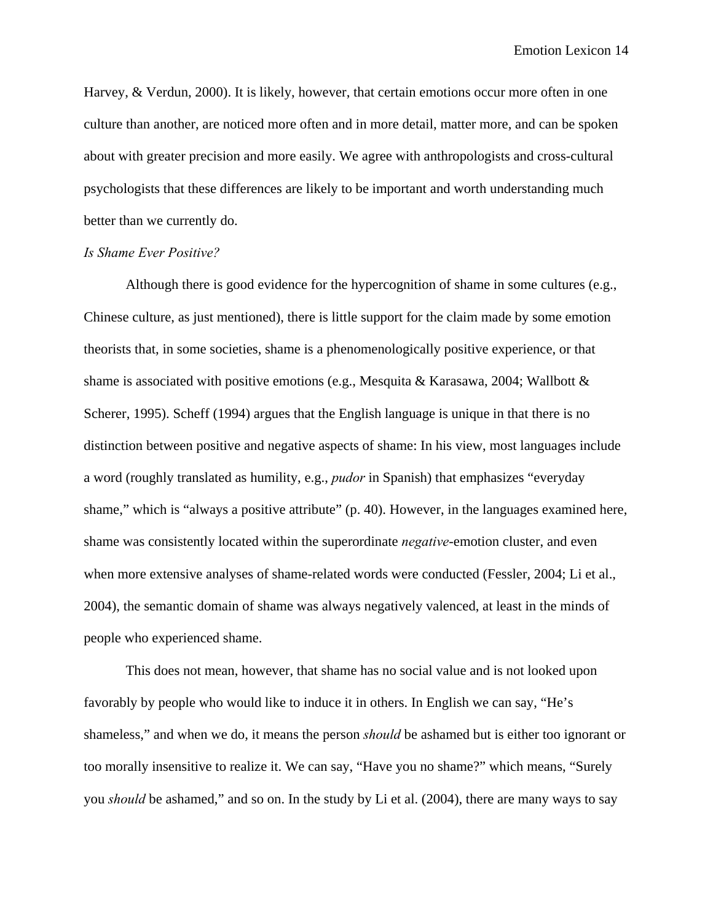Harvey, & Verdun, 2000). It is likely, however, that certain emotions occur more often in one culture than another, are noticed more often and in more detail, matter more, and can be spoken about with greater precision and more easily. We agree with anthropologists and cross-cultural psychologists that these differences are likely to be important and worth understanding much better than we currently do.

*Is Shame Ever Positive?*

Although there is good evidence for the hypercognition of shame in some cultures (e.g., Chinese culture, as just mentioned), there is little support for the claim made by some emotion theorists that, in some societies, shame is a phenomenologically positive experience, or that shame is associated with positive emotions (e.g., Mesquita & Karasawa, 2004; Wallbott & Scherer, 1995). Scheff (1994) argues that the English language is unique in that there is no distinction between positive and negative aspects of shame: In his view, most languages include a word (roughly translated as humility, e.g., *pudor* in Spanish) that emphasizes "everyday shame," which is "always a positive attribute" (p. 40). However, in the languages examined here, shame was consistently located within the superordinate *negative*-emotion cluster, and even when more extensive analyses of shame-related words were conducted (Fessler, 2004; Li et al., 2004), the semantic domain of shame was always negatively valenced, at least in the minds of people who experienced shame.

This does not mean, however, that shame has no social value and is not looked upon favorably by people who would like to induce it in others. In English we can say, "He's shameless," and when we do, it means the person *should* be ashamed but is either too ignorant or too morally insensitive to realize it. We can say, "Have you no shame?" which means, "Surely you *should* be ashamed," and so on. In the study by Li et al. (2004), there are many ways to say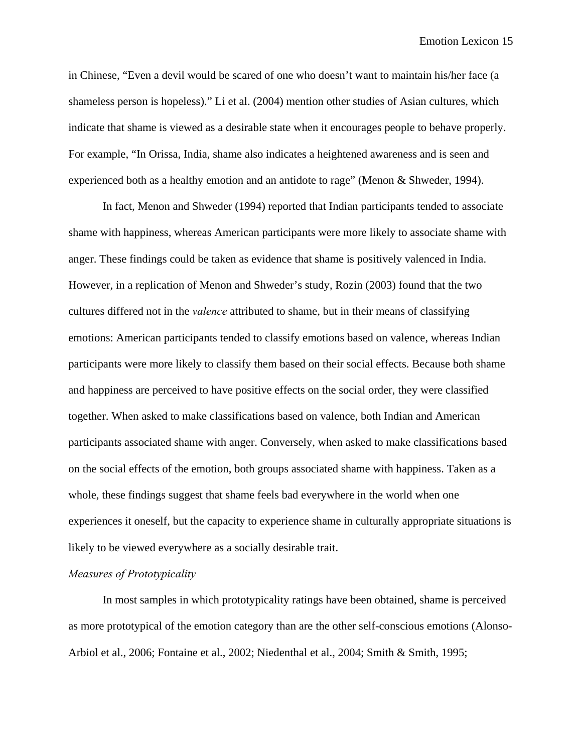in Chinese, "Even a devil would be scared of one who doesn't want to maintain his/her face (a shameless person is hopeless)." Li et al. (2004) mention other studies of Asian cultures, which indicate that shame is viewed as a desirable state when it encourages people to behave properly. For example, "In Orissa, India, shame also indicates a heightened awareness and is seen and experienced both as a healthy emotion and an antidote to rage" (Menon & Shweder, 1994).

In fact, Menon and Shweder (1994) reported that Indian participants tended to associate shame with happiness, whereas American participants were more likely to associate shame with anger. These findings could be taken as evidence that shame is positively valenced in India. However, in a replication of Menon and Shweder's study, Rozin (2003) found that the two cultures differed not in the *valence* attributed to shame, but in their means of classifying emotions: American participants tended to classify emotions based on valence, whereas Indian participants were more likely to classify them based on their social effects. Because both shame and happiness are perceived to have positive effects on the social order, they were classified together. When asked to make classifications based on valence, both Indian and American participants associated shame with anger. Conversely, when asked to make classifications based on the social effects of the emotion, both groups associated shame with happiness. Taken as a whole, these findings suggest that shame feels bad everywhere in the world when one experiences it oneself, but the capacity to experience shame in culturally appropriate situations is likely to be viewed everywhere as a socially desirable trait.

*Measures of Prototypicality*

In most samples in which prototypicality ratings have been obtained, shame is perceived as more prototypical of the emotion category than are the other self-conscious emotions (Alonso-Arbiol et al., 2006; Fontaine et al., 2002; Niedenthal et al., 2004; Smith & Smith, 1995;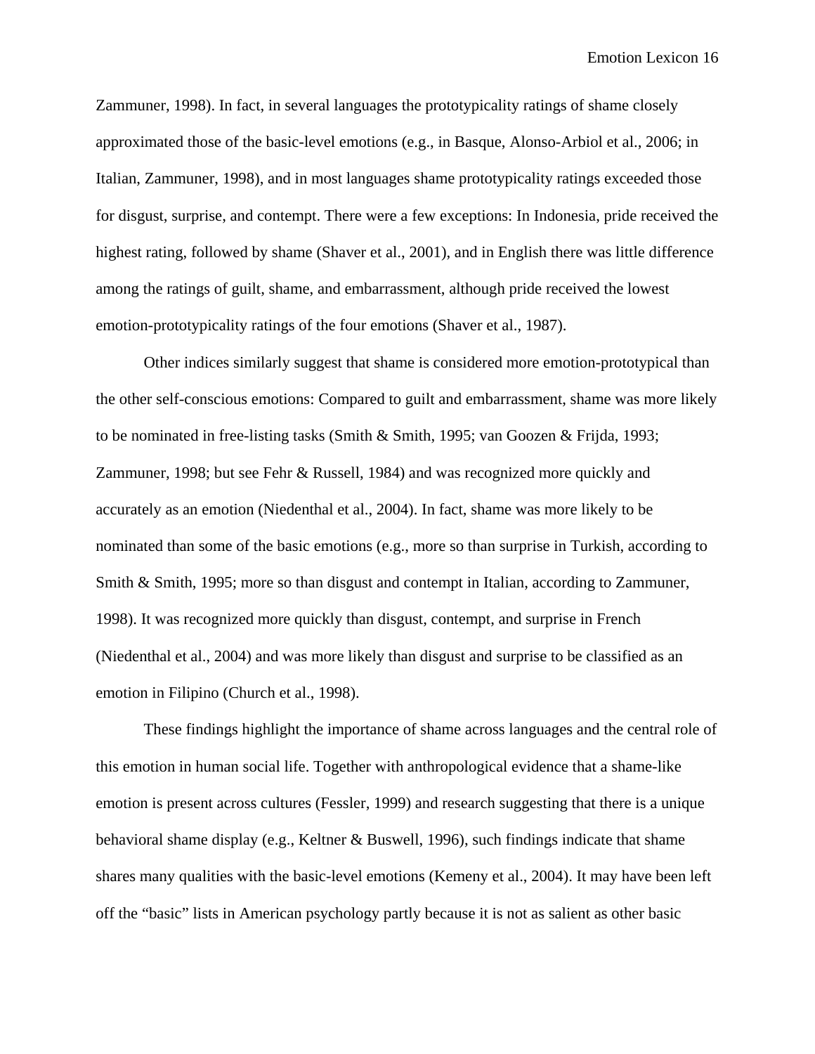Zammuner, 1998). In fact, in several languages the prototypicality ratings of shame closely approximated those of the basic-level emotions (e.g., in Basque, Alonso-Arbiol et al., 2006; in Italian, Zammuner, 1998), and in most languages shame prototypicality ratings exceeded those for disgust, surprise, and contempt. There were a few exceptions: In Indonesia, pride received the highest rating, followed by shame (Shaver et al., 2001), and in English there was little difference among the ratings of guilt, shame, and embarrassment, although pride received the lowest emotion-prototypicality ratings of the four emotions (Shaver et al., 1987).

Other indices similarly suggest that shame is considered more emotion-prototypical than the other self-conscious emotions: Compared to guilt and embarrassment, shame was more likely to be nominated in free-listing tasks (Smith & Smith, 1995; van Goozen & Frijda, 1993; Zammuner, 1998; but see Fehr & Russell, 1984) and was recognized more quickly and accurately as an emotion (Niedenthal et al., 2004). In fact, shame was more likely to be nominated than some of the basic emotions (e.g., more so than surprise in Turkish, according to Smith & Smith, 1995; more so than disgust and contempt in Italian, according to Zammuner, 1998). It was recognized more quickly than disgust, contempt, and surprise in French (Niedenthal et al., 2004) and was more likely than disgust and surprise to be classified as an emotion in Filipino (Church et al., 1998).

These findings highlight the importance of shame across languages and the central role of this emotion in human social life. Together with anthropological evidence that a shame-like emotion is present across cultures (Fessler, 1999) and research suggesting that there is a unique behavioral shame display (e.g., Keltner & Buswell, 1996), such findings indicate that shame shares many qualities with the basic-level emotions (Kemeny et al., 2004). It may have been left off the "basic" lists in American psychology partly because it is not as salient as other basic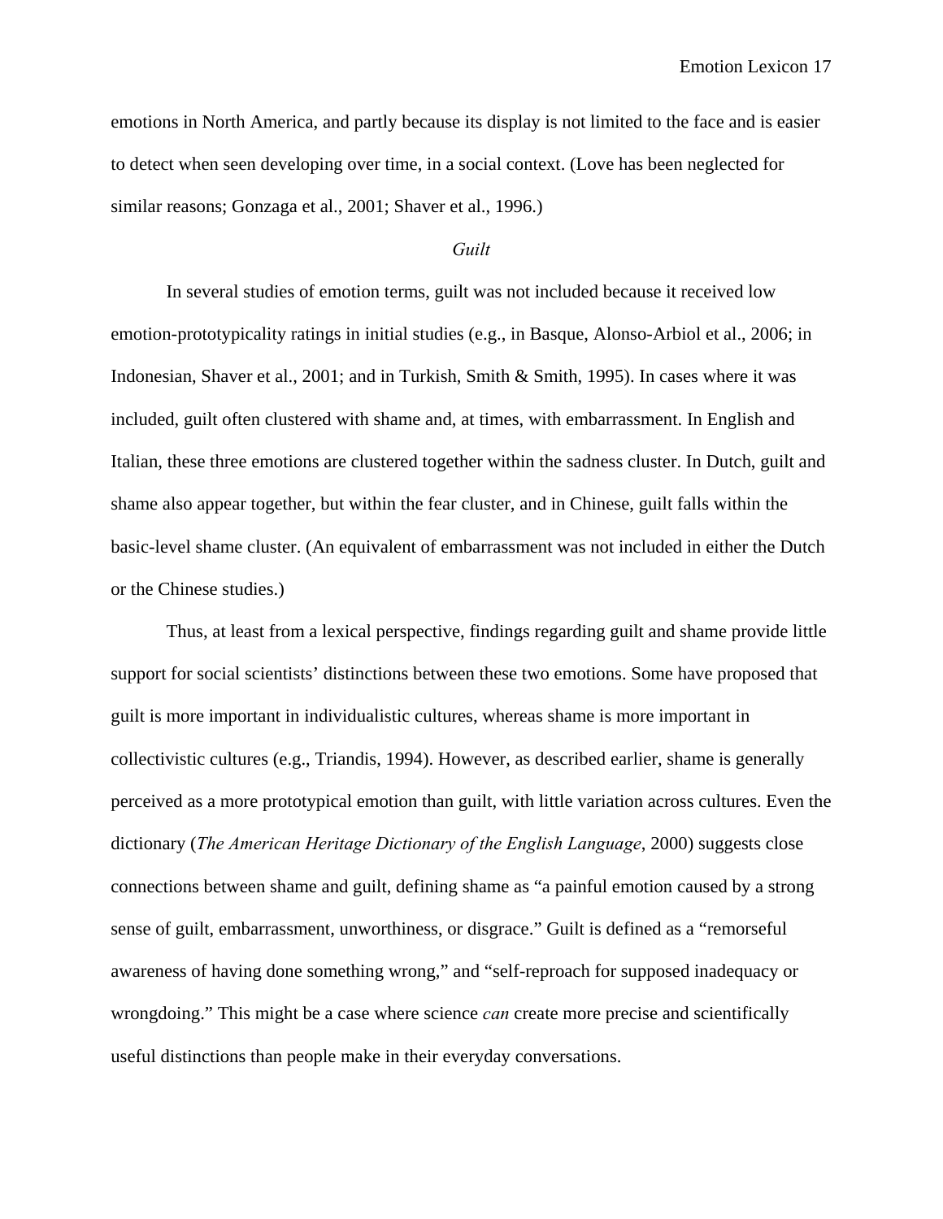emotions in North America, and partly because its display is not limited to the face and is easier to detect when seen developing over time, in a social context. (Love has been neglected for similar reasons; Gonzaga et al., 2001; Shaver et al., 1996.)

### *Guilt*

In several studies of emotion terms, guilt was not included because it received low emotion-prototypicality ratings in initial studies (e.g., in Basque, Alonso-Arbiol et al., 2006; in Indonesian, Shaver et al., 2001; and in Turkish, Smith & Smith, 1995). In cases where it was included, guilt often clustered with shame and, at times, with embarrassment. In English and Italian, these three emotions are clustered together within the sadness cluster. In Dutch, guilt and shame also appear together, but within the fear cluster, and in Chinese, guilt falls within the basic-level shame cluster. (An equivalent of embarrassment was not included in either the Dutch or the Chinese studies.)

Thus, at least from a lexical perspective, findings regarding guilt and shame provide little support for social scientists' distinctions between these two emotions. Some have proposed that guilt is more important in individualistic cultures, whereas shame is more important in collectivistic cultures (e.g., Triandis, 1994). However, as described earlier, shame is generally perceived as a more prototypical emotion than guilt, with little variation across cultures. Even the dictionary (*The American Heritage Dictionary of the English Language*, 2000) suggests close connections between shame and guilt, defining shame as "a painful emotion caused by a strong sense of guilt, embarrassment, unworthiness, or disgrace." Guilt is defined as a "remorseful awareness of having done something wrong," and "self-reproach for supposed inadequacy or wrongdoing." This might be a case where science *can* create more precise and scientifically useful distinctions than people make in their everyday conversations.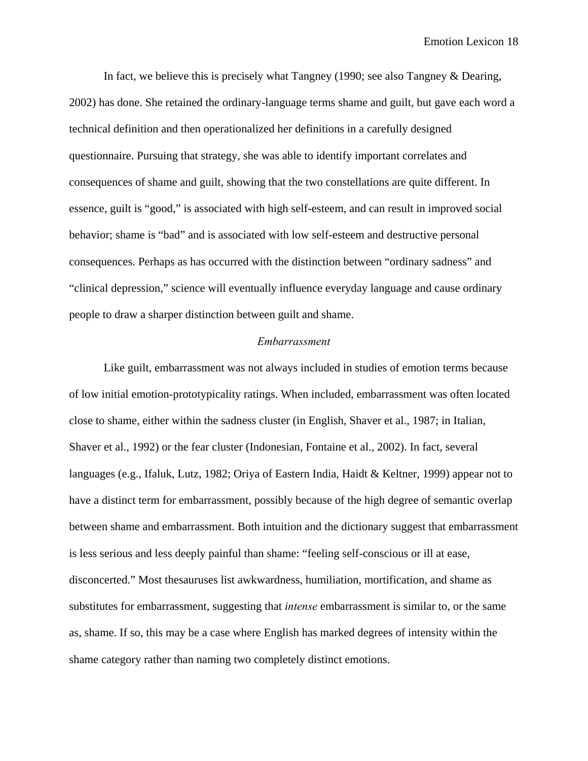In fact, we believe this is precisely what Tangney (1990; see also Tangney & Dearing, 2002) has done. She retained the ordinary-language terms shame and guilt, but gave each word a technical definition and then operationalized her definitions in a carefully designed questionnaire. Pursuing that strategy, she was able to identify important correlates and consequences of shame and guilt, showing that the two constellations are quite different. In essence, guilt is “good,” is associated with high self-esteem, and can result in improved social behavior; shame is “bad” and is associated with low self-esteem and destructive personal consequences. Perhaps as has occurred with the distinction between “ordinary sadness” and “clinical depression,” science will eventually influence everyday language and cause ordinary people to draw a sharper distinction between guilt and shame.

### *Embarrassment*

Like guilt, embarrassment was not always included in studies of emotion terms because of low initial emotion-prototypicality ratings. When included, embarrassment was often located close to shame, either within the sadness cluster (in English, Shaver et al., 1987; in Italian, Shaver et al., 1992) or the fear cluster (Indonesian, Fontaine et al., 2002). In fact, several languages (e.g., Ifaluk, Lutz, 1982; Oriya of Eastern India, Haidt & Keltner, 1999) appear not to have a distinct term for embarrassment, possibly because of the high degree of semantic overlap between shame and embarrassment. Both intuition and the dictionary suggest that embarrassment is less serious and less deeply painful than shame: “feeling self-conscious or ill at ease, disconcerted.” Most thesauruses list awkwardness, humiliation, mortification, and shame as substitutes for embarrassment, suggesting that *intense* embarrassment is similar to, or the same as, shame. If so, this may be a case where English has marked degrees of intensity within the shame category rather than naming two completely distinct emotions.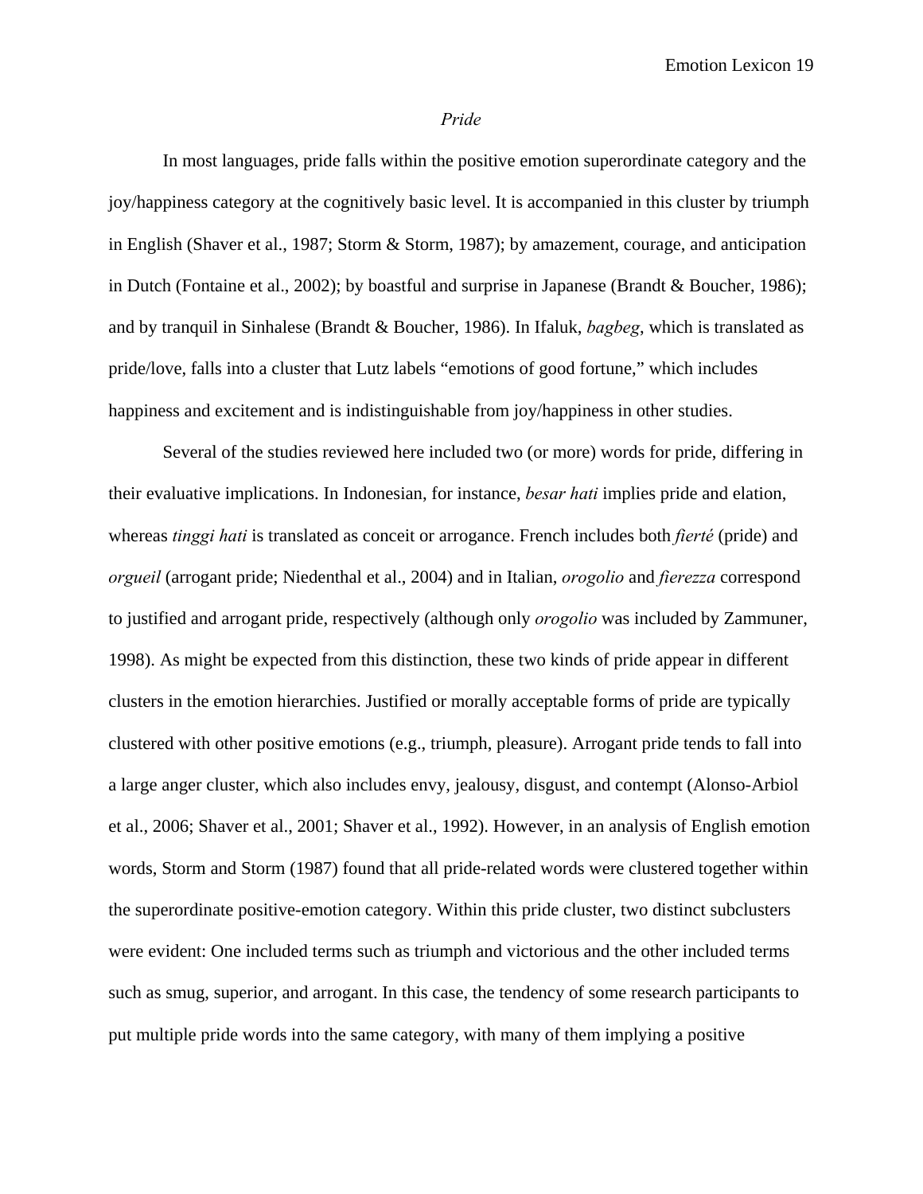*Pride*

In most languages, pride falls within the positive emotion superordinate category and the joy/happiness category at the cognitively basic level. It is accompanied in this cluster by triumph in English (Shaver et al., 1987; Storm & Storm, 1987); by amazement, courage, and anticipation in Dutch (Fontaine et al., 2002); by boastful and surprise in Japanese (Brandt & Boucher, 1986); and by tranquil in Sinhalese (Brandt & Boucher, 1986). In Ifaluk, *bagbeg*, which is translated as pride/love, falls into a cluster that Lutz labels "emotions of good fortune," which includes happiness and excitement and is indistinguishable from joy/happiness in other studies.

Several of the studies reviewed here included two (or more) words for pride, differing in their evaluative implications. In Indonesian, for instance, *besar hati* implies pride and elation, whereas *tinggi hati* is translated as conceit or arrogance. French includes both *fierté* (pride) and *orgueil* (arrogant pride; Niedenthal et al., 2004) and in Italian, *orogolio* and *fierezza* correspond to justified and arrogant pride, respectively (although only *orogolio* was included by Zammuner, 1998). As might be expected from this distinction, these two kinds of pride appear in different clusters in the emotion hierarchies. Justified or morally acceptable forms of pride are typically clustered with other positive emotions (e.g., triumph, pleasure). Arrogant pride tends to fall into a large anger cluster, which also includes envy, jealousy, disgust, and contempt (Alonso-Arbiol et al., 2006; Shaver et al., 2001; Shaver et al., 1992). However, in an analysis of English emotion words, Storm and Storm (1987) found that all pride-related words were clustered together within the superordinate positive-emotion category. Within this pride cluster, two distinct subclusters were evident: One included terms such as triumph and victorious and the other included terms such as smug, superior, and arrogant. In this case, the tendency of some research participants to put multiple pride words into the same category, with many of them implying a positive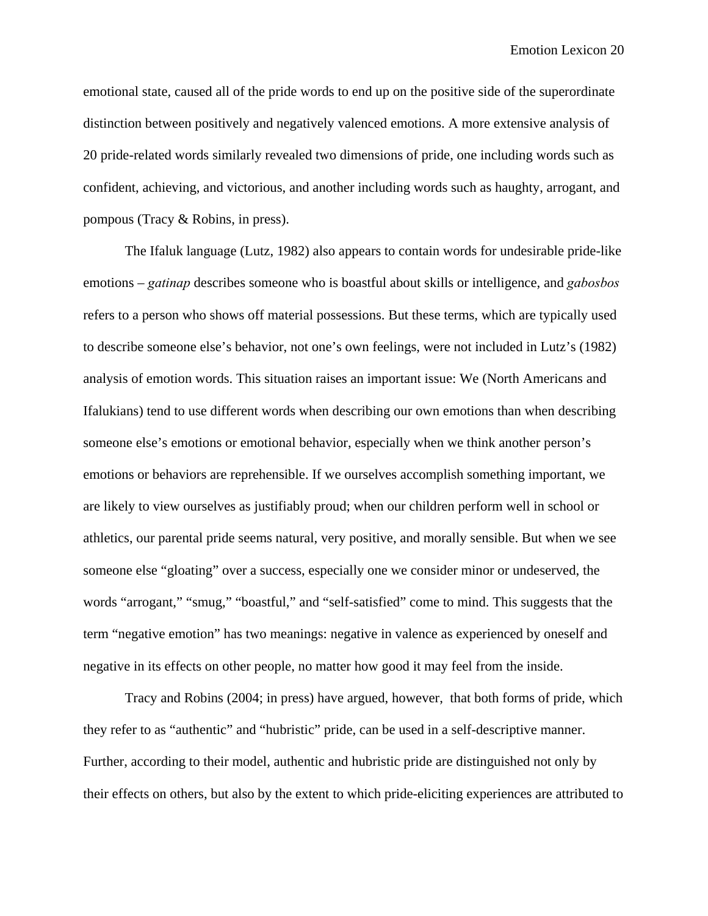emotional state, caused all of the pride words to end up on the positive side of the superordinate distinction between positively and negatively valenced emotions. A more extensive analysis of 20 pride-related words similarly revealed two dimensions of pride, one including words such as confident, achieving, and victorious, and another including words such as haughty, arrogant, and pompous (Tracy & Robins, in press).

The Ifaluk language (Lutz, 1982) also appears to contain words for undesirable pride-like emotions – *gatinap* describes someone who is boastful about skills or intelligence, and *gabosbos* refers to a person who shows off material possessions. But these terms, which are typically used to describe someone else's behavior, not one's own feelings, were not included in Lutz's (1982) analysis of emotion words. This situation raises an important issue: We (North Americans and Ifalukians) tend to use different words when describing our own emotions than when describing someone else's emotions or emotional behavior, especially when we think another person's emotions or behaviors are reprehensible. If we ourselves accomplish something important, we are likely to view ourselves as justifiably proud; when our children perform well in school or athletics, our parental pride seems natural, very positive, and morally sensible. But when we see someone else "gloating" over a success, especially one we consider minor or undeserved, the words "arrogant," "smug," "boastful," and "self-satisfied" come to mind. This suggests that the term "negative emotion" has two meanings: negative in valence as experienced by oneself and negative in its effects on other people, no matter how good it may feel from the inside.

Tracy and Robins (2004; in press) have argued, however, that both forms of pride, which they refer to as "authentic" and "hubristic" pride, can be used in a self-descriptive manner. Further, according to their model, authentic and hubristic pride are distinguished not only by their effects on others, but also by the extent to which pride-eliciting experiences are attributed to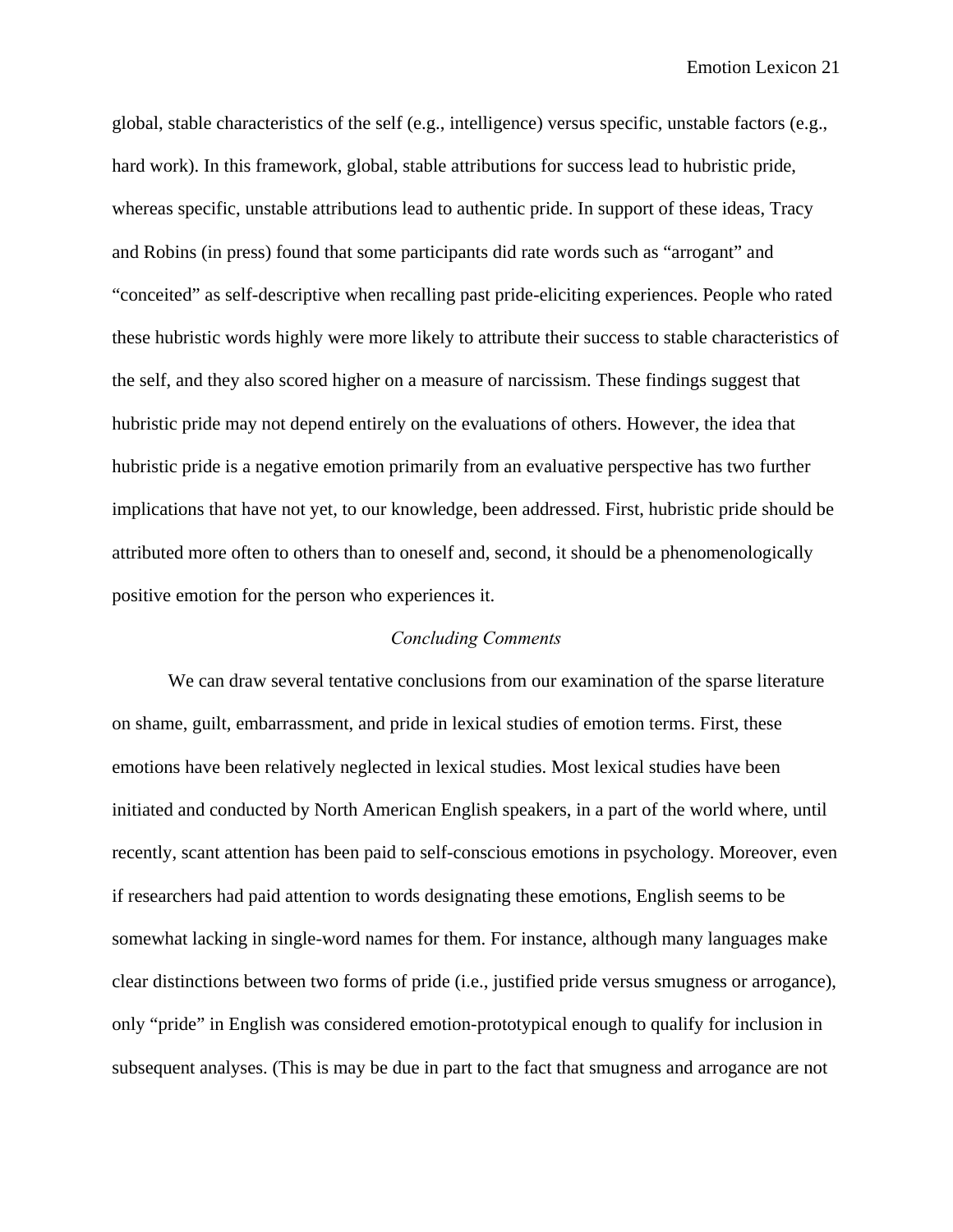global, stable characteristics of the self (e.g., intelligence) versus specific, unstable factors (e.g., hard work). In this framework, global, stable attributions for success lead to hubristic pride, whereas specific, unstable attributions lead to authentic pride. In support of these ideas, Tracy and Robins (in press) found that some participants did rate words such as "arrogant" and "conceited" as self-descriptive when recalling past pride-eliciting experiences. People who rated these hubristic words highly were more likely to attribute their success to stable characteristics of the self, and they also scored higher on a measure of narcissism. These findings suggest that hubristic pride may not depend entirely on the evaluations of others. However, the idea that hubristic pride is a negative emotion primarily from an evaluative perspective has two further implications that have not yet, to our knowledge, been addressed. First, hubristic pride should be attributed more often to others than to oneself and, second, it should be a phenomenologically positive emotion for the person who experiences it.

### *Concluding Comments*

We can draw several tentative conclusions from our examination of the sparse literature on shame, guilt, embarrassment, and pride in lexical studies of emotion terms. First, these emotions have been relatively neglected in lexical studies. Most lexical studies have been initiated and conducted by North American English speakers, in a part of the world where, until recently, scant attention has been paid to self-conscious emotions in psychology. Moreover, even if researchers had paid attention to words designating these emotions, English seems to be somewhat lacking in single-word names for them. For instance, although many languages make clear distinctions between two forms of pride (i.e., justified pride versus smugness or arrogance), only "pride" in English was considered emotion-prototypical enough to qualify for inclusion in subsequent analyses. (This is may be due in part to the fact that smugness and arrogance are not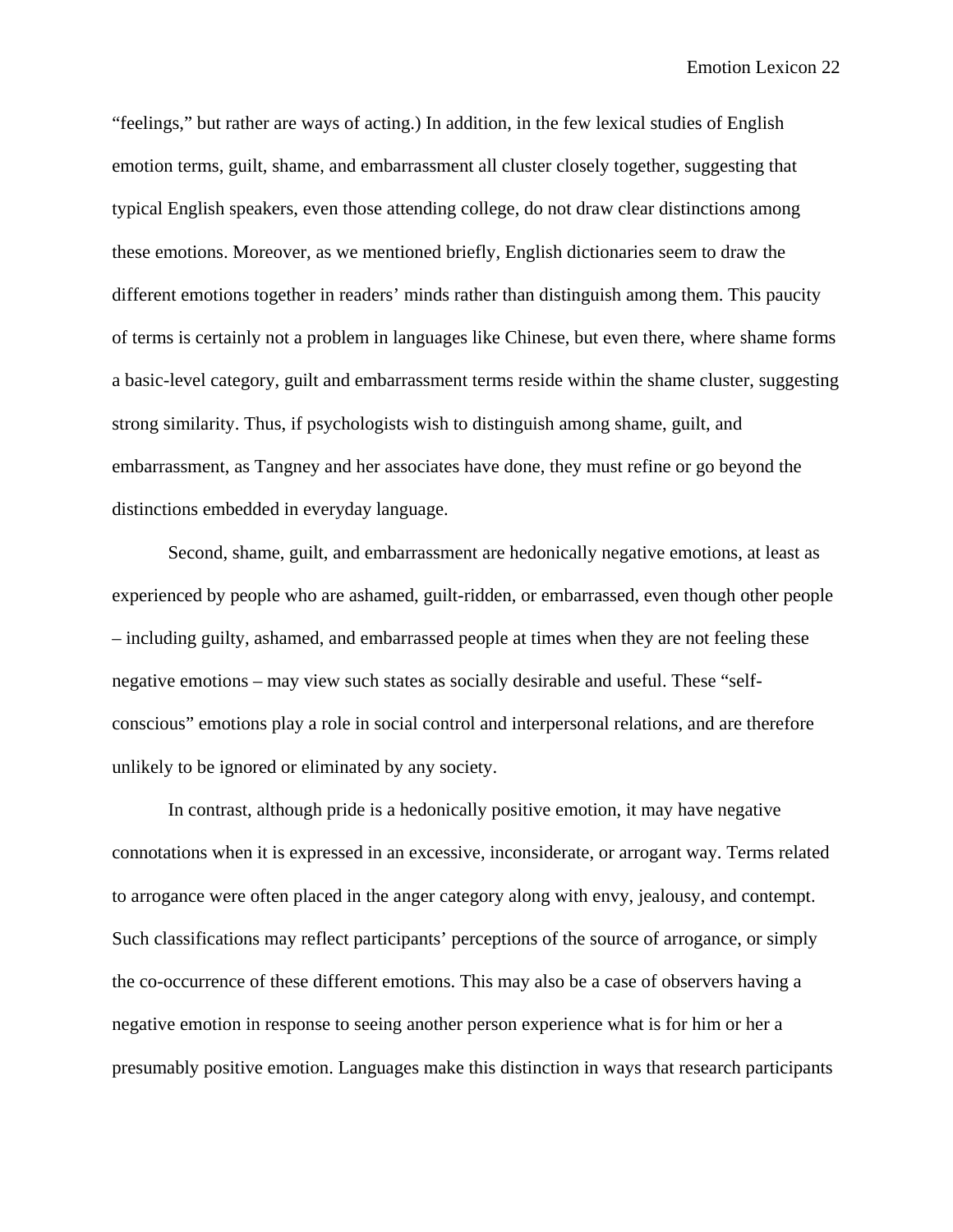"feelings," but rather are ways of acting.) In addition, in the few lexical studies of English emotion terms, guilt, shame, and embarrassment all cluster closely together, suggesting that typical English speakers, even those attending college, do not draw clear distinctions among these emotions. Moreover, as we mentioned briefly, English dictionaries seem to draw the different emotions together in readers' minds rather than distinguish among them. This paucity of terms is certainly not a problem in languages like Chinese, but even there, where shame forms a basic-level category, guilt and embarrassment terms reside within the shame cluster, suggesting strong similarity. Thus, if psychologists wish to distinguish among shame, guilt, and embarrassment, as Tangney and her associates have done, they must refine or go beyond the distinctions embedded in everyday language.

Second, shame, guilt, and embarrassment are hedonically negative emotions, at least as experienced by people who are ashamed, guilt-ridden, or embarrassed, even though other people – including guilty, ashamed, and embarrassed people at times when they are not feeling these negative emotions – may view such states as socially desirable and useful. These "self-conscious" emotions play a role in social control and interpersonal relations, and are therefore unlikely to be ignored or eliminated by any society.

In contrast, although pride is a hedonically positive emotion, it may have negative connotations when it is expressed in an excessive, inconsiderate, or arrogant way. Terms related to arrogance were often placed in the anger category along with envy, jealousy, and contempt. Such classifications may reflect participants' perceptions of the source of arrogance, or simply the co-occurrence of these different emotions. This may also be a case of observers having a negative emotion in response to seeing another person experience what is for him or her a presumably positive emotion. Languages make this distinction in ways that research participants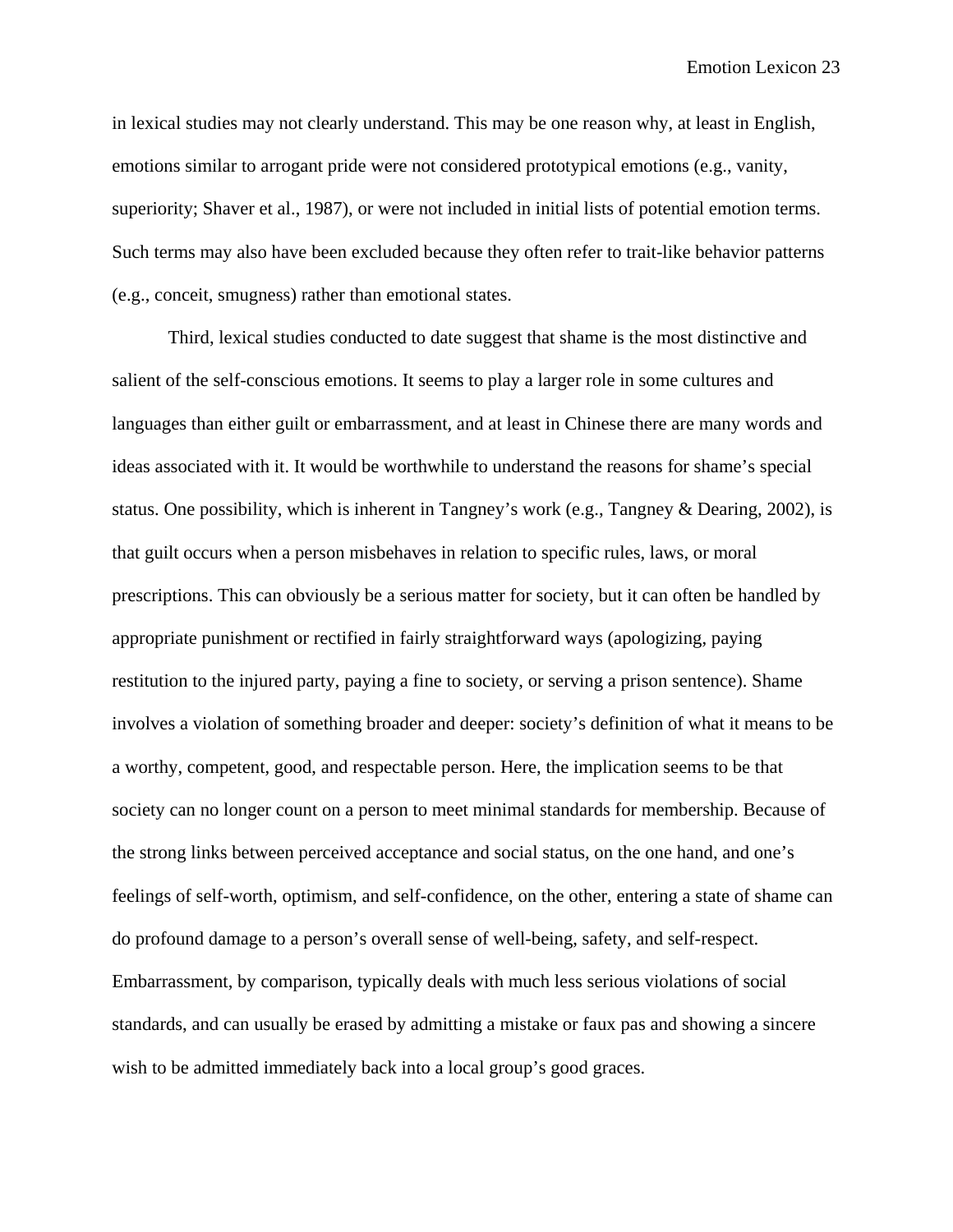in lexical studies may not clearly understand. This may be one reason why, at least in English, emotions similar to arrogant pride were not considered prototypical emotions (e.g., vanity, superiority; Shaver et al., 1987), or were not included in initial lists of potential emotion terms. Such terms may also have been excluded because they often refer to trait-like behavior patterns (e.g., conceit, smugness) rather than emotional states.

Third, lexical studies conducted to date suggest that shame is the most distinctive and salient of the self-conscious emotions. It seems to play a larger role in some cultures and languages than either guilt or embarrassment, and at least in Chinese there are many words and ideas associated with it. It would be worthwhile to understand the reasons for shame's special status. One possibility, which is inherent in Tangney's work (e.g., Tangney & Dearing, 2002), is that guilt occurs when a person misbehaves in relation to specific rules, laws, or moral prescriptions. This can obviously be a serious matter for society, but it can often be handled by appropriate punishment or rectified in fairly straightforward ways (apologizing, paying restitution to the injured party, paying a fine to society, or serving a prison sentence). Shame involves a violation of something broader and deeper: society's definition of what it means to be a worthy, competent, good, and respectable person. Here, the implication seems to be that society can no longer count on a person to meet minimal standards for membership. Because of the strong links between perceived acceptance and social status, on the one hand, and one's feelings of self-worth, optimism, and self-confidence, on the other, entering a state of shame can do profound damage to a person's overall sense of well-being, safety, and self-respect. Embarrassment, by comparison, typically deals with much less serious violations of social standards, and can usually be erased by admitting a mistake or faux pas and showing a sincere wish to be admitted immediately back into a local group's good graces.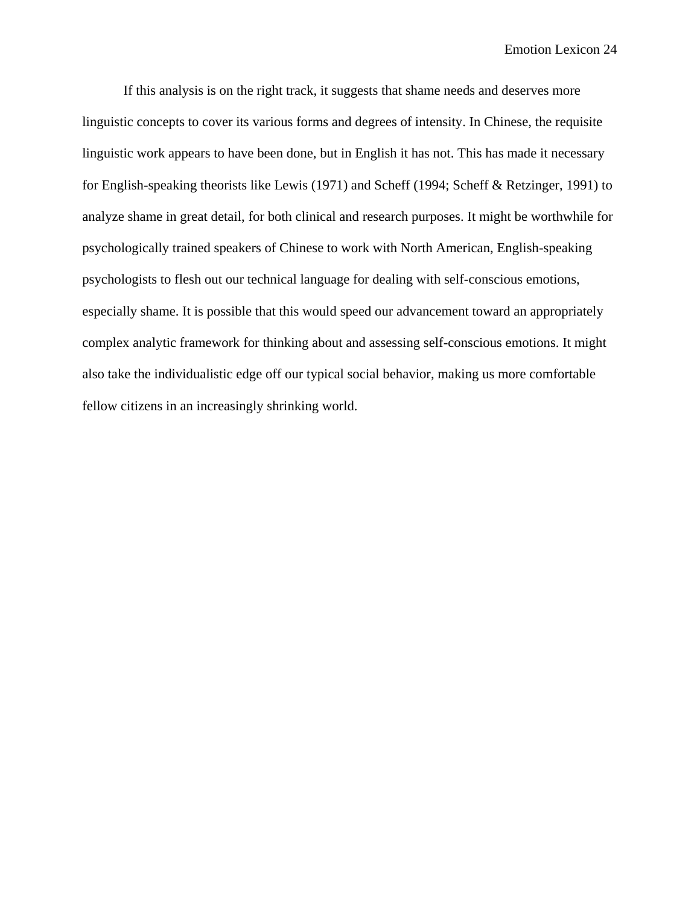If this analysis is on the right track, it suggests that shame needs and deserves more linguistic concepts to cover its various forms and degrees of intensity. In Chinese, the requisite linguistic work appears to have been done, but in English it has not. This has made it necessary for English-speaking theorists like Lewis (1971) and Scheff (1994; Scheff & Retzinger, 1991) to analyze shame in great detail, for both clinical and research purposes. It might be worthwhile for psychologically trained speakers of Chinese to work with North American, English-speaking psychologists to flesh out our technical language for dealing with self-conscious emotions, especially shame. It is possible that this would speed our advancement toward an appropriately complex analytic framework for thinking about and assessing self-conscious emotions. It might also take the individualistic edge off our typical social behavior, making us more comfortable fellow citizens in an increasingly shrinking world.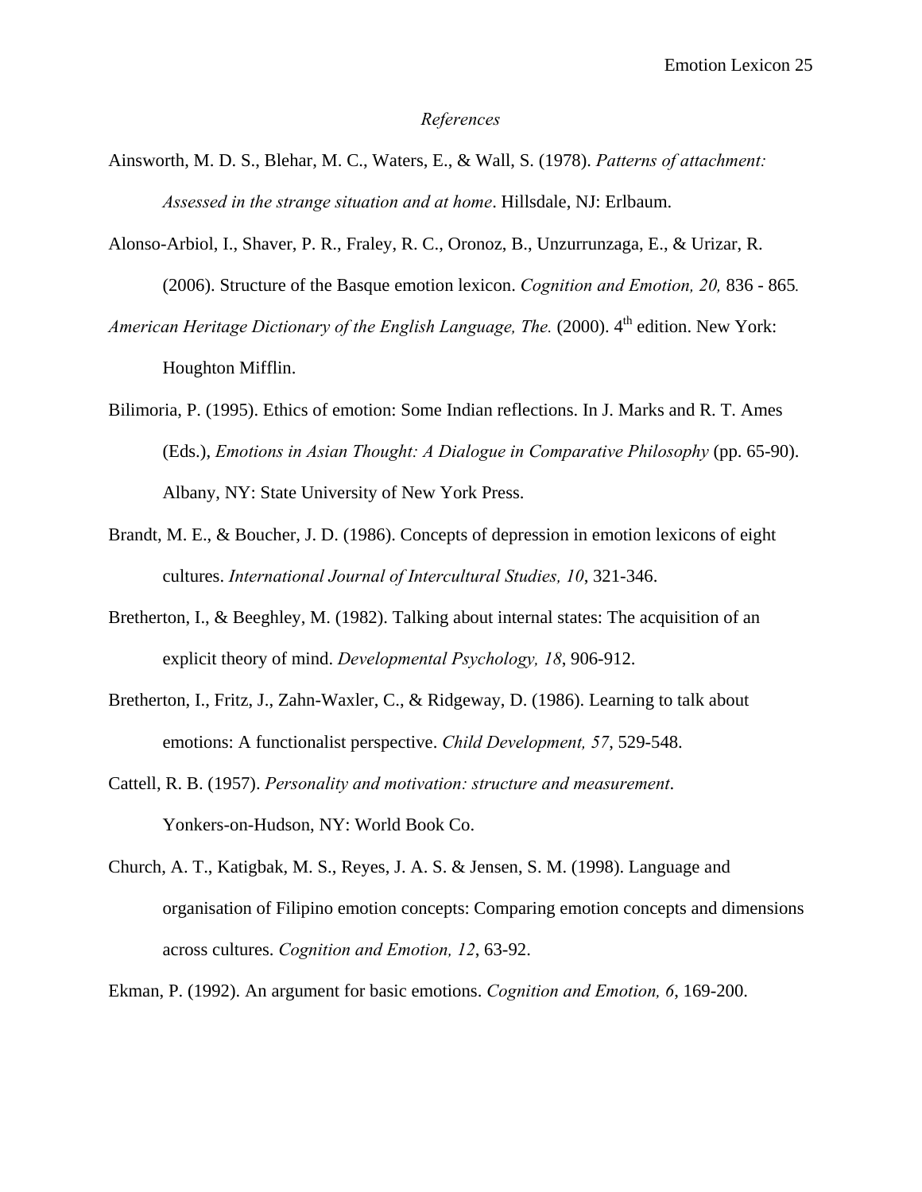*References*

Ainsworth, M. D. S., Blehar, M. C., Waters, E., & Wall, S. (1978). *Patterns of attachment: Assessed in the strange situation and at home*. Hillsdale, NJ: Erlbaum.

Alonso-Arbiol, I., Shaver, P. R., Fraley, R. C., Oronoz, B., Unzurrunzaga, E., & Urizar, R. (2006). Structure of the Basque emotion lexicon. *Cognition and Emotion, 20,* 836 - 865*.*

*American Heritage Dictionary of the English Language, The.* (2000). 4th edition. New York: Houghton Mifflin.

Bilimoria, P. (1995). Ethics of emotion: Some Indian reflections. In J. Marks and R. T. Ames (Eds.), *Emotions in Asian Thought: A Dialogue in Comparative Philosophy* (pp. 65-90). Albany, NY: State University of New York Press.

Brandt, M. E., & Boucher, J. D. (1986). Concepts of depression in emotion lexicons of eight cultures. *International Journal of Intercultural Studies, 10*, 321-346.

Bretherton, I., & Beeghley, M. (1982). Talking about internal states: The acquisition of an explicit theory of mind. *Developmental Psychology, 18*, 906-912.

Bretherton, I., Fritz, J., Zahn-Waxler, C., & Ridgeway, D. (1986). Learning to talk about emotions: A functionalist perspective. *Child Development, 57*, 529-548.

Cattell, R. B. (1957). *Personality and motivation: structure and measurement*. Yonkers-on-Hudson, NY: World Book Co.

Church, A. T., Katigbak, M. S., Reyes, J. A. S. & Jensen, S. M. (1998). Language and organisation of Filipino emotion concepts: Comparing emotion concepts and dimensions across cultures. *Cognition and Emotion, 12*, 63-92.

Ekman, P. (1992). An argument for basic emotions. *Cognition and Emotion, 6*, 169-200.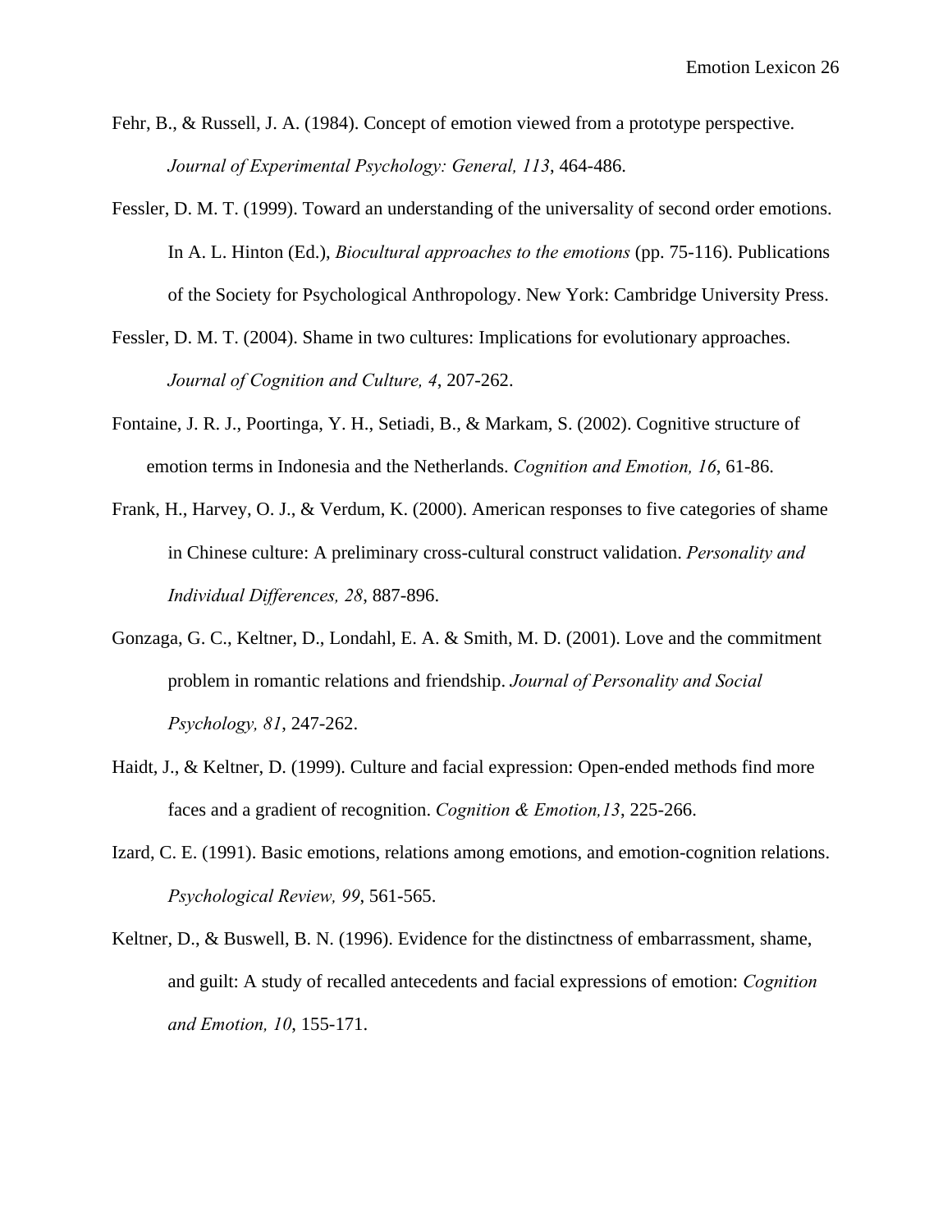Fehr, B., & Russell, J. A. (1984). Concept of emotion viewed from a prototype perspective. *Journal of Experimental Psychology: General, 113*, 464-486.

Fessler, D. M. T. (1999). Toward an understanding of the universality of second order emotions. In A. L. Hinton (Ed.), *Biocultural approaches to the emotions* (pp. 75-116). Publications of the Society for Psychological Anthropology. New York: Cambridge University Press.

Fessler, D. M. T. (2004). Shame in two cultures: Implications for evolutionary approaches. *Journal of Cognition and Culture, 4*, 207-262.

Fontaine, J. R. J., Poortinga, Y. H., Setiadi, B., & Markam, S. (2002). Cognitive structure of emotion terms in Indonesia and the Netherlands. *Cognition and Emotion, 16*, 61-86.

Frank, H., Harvey, O. J., & Verdum, K. (2000). American responses to five categories of shame in Chinese culture: A preliminary cross-cultural construct validation. *Personality and Individual Differences, 28*, 887-896.

Gonzaga, G. C., Keltner, D., Londahl, E. A. & Smith, M. D. (2001). Love and the commitment problem in romantic relations and friendship. *Journal of Personality and Social Psychology, 81*, 247-262.

Haidt, J., & Keltner, D. (1999). Culture and facial expression: Open-ended methods find more faces and a gradient of recognition. *Cognition & Emotion,13*, 225-266.

Izard, C. E. (1991). Basic emotions, relations among emotions, and emotion-cognition relations. *Psychological Review, 99*, 561-565.

Keltner, D., & Buswell, B. N. (1996). Evidence for the distinctness of embarrassment, shame, and guilt: A study of recalled antecedents and facial expressions of emotion: *Cognition and Emotion, 10*, 155-171.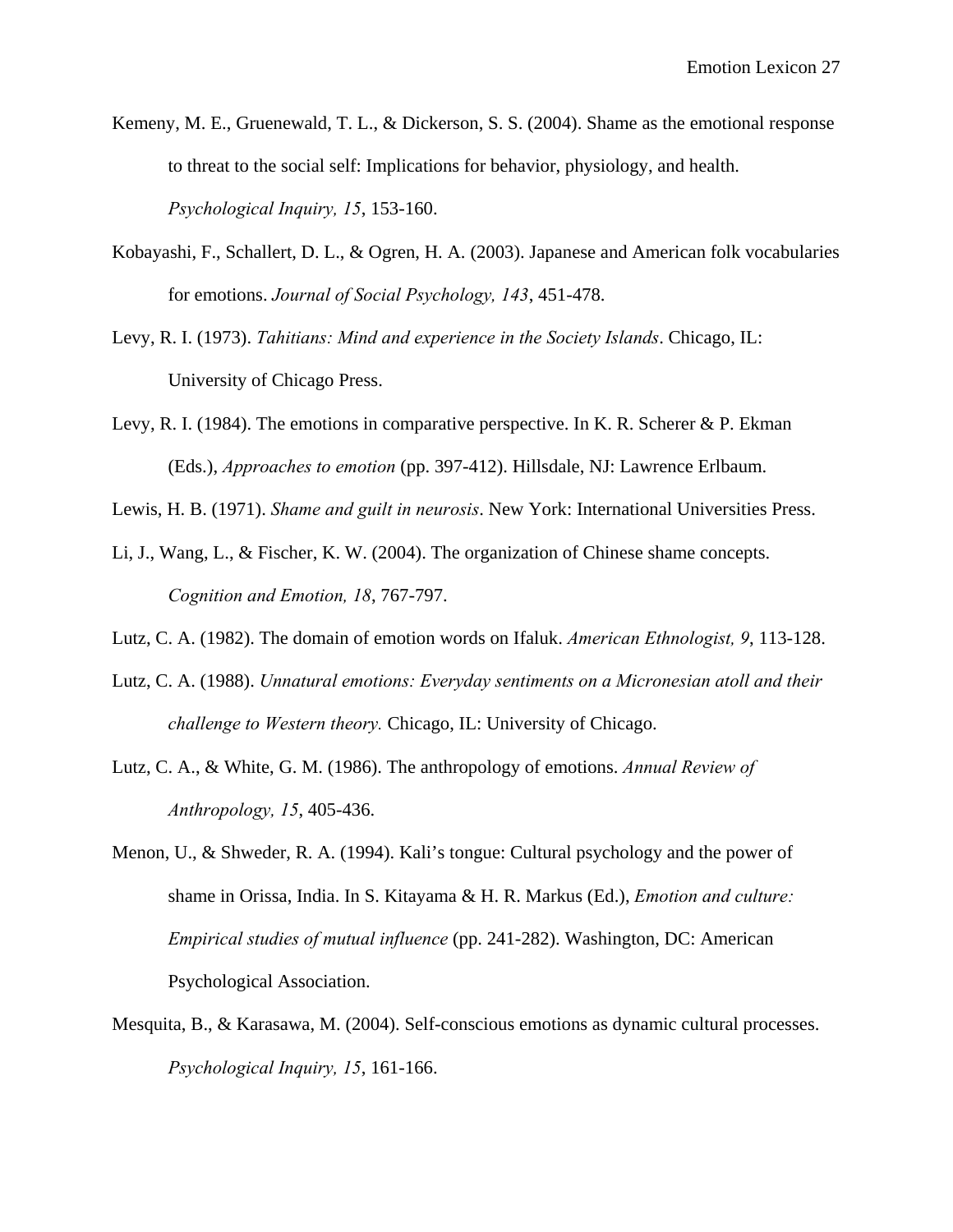Kemeny, M. E., Gruenewald, T. L., & Dickerson, S. S. (2004). Shame as the emotional response to threat to the social self: Implications for behavior, physiology, and health. *Psychological Inquiry, 15*, 153-160.

Kobayashi, F., Schallert, D. L., & Ogren, H. A. (2003). Japanese and American folk vocabularies for emotions. *Journal of Social Psychology, 143*, 451-478.

Levy, R. I. (1973). *Tahitians: Mind and experience in the Society Islands*. Chicago, IL: University of Chicago Press.

Levy, R. I. (1984). The emotions in comparative perspective. In K. R. Scherer & P. Ekman (Eds.), *Approaches to emotion* (pp. 397-412). Hillsdale, NJ: Lawrence Erlbaum.

Lewis, H. B. (1971). *Shame and guilt in neurosis*. New York: International Universities Press.

Li, J., Wang, L., & Fischer, K. W. (2004). The organization of Chinese shame concepts. *Cognition and Emotion, 18*, 767-797.

Lutz, C. A. (1982). The domain of emotion words on Ifaluk. *American Ethnologist, 9*, 113-128.

Lutz, C. A. (1988). *Unnatural emotions: Everyday sentiments on a Micronesian atoll and their challenge to Western theory.* Chicago, IL: University of Chicago.

Lutz, C. A., & White, G. M. (1986). The anthropology of emotions. *Annual Review of Anthropology, 15*, 405-436.

Menon, U., & Shweder, R. A. (1994). Kali's tongue: Cultural psychology and the power of shame in Orissa, India. In S. Kitayama & H. R. Markus (Ed.), *Emotion and culture: Empirical studies of mutual influence* (pp. 241-282). Washington, DC: American Psychological Association.

Mesquita, B., & Karasawa, M. (2004). Self-conscious emotions as dynamic cultural processes. *Psychological Inquiry, 15*, 161-166.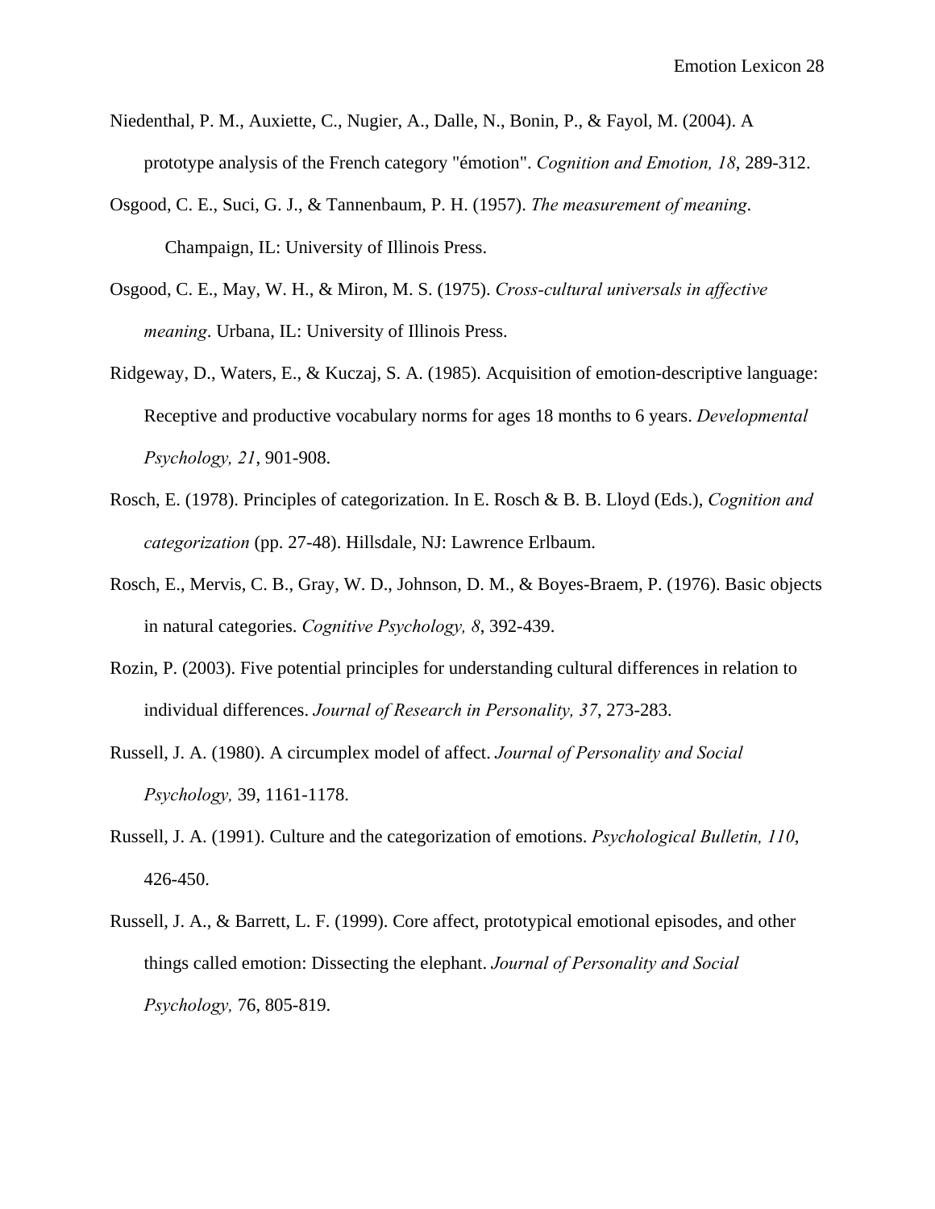Niedenthal, P. M., Auxiette, C., Nugier, A., Dalle, N., Bonin, P., & Fayol, M. (2004). A prototype analysis of the French category "émotion". *Cognition and Emotion, 18*, 289-312.

Osgood, C. E., Suci, G. J., & Tannenbaum, P. H. (1957). *The measurement of meaning*. Champaign, IL: University of Illinois Press.

Osgood, C. E., May, W. H., & Miron, M. S. (1975). *Cross-cultural universals in affective meaning*. Urbana, IL: University of Illinois Press.

Ridgeway, D., Waters, E., & Kuczaj, S. A. (1985). Acquisition of emotion-descriptive language: Receptive and productive vocabulary norms for ages 18 months to 6 years. *Developmental Psychology, 21*, 901-908.

Rosch, E. (1978). Principles of categorization. In E. Rosch & B. B. Lloyd (Eds.), *Cognition and categorization* (pp. 27-48). Hillsdale, NJ: Lawrence Erlbaum.

Rosch, E., Mervis, C. B., Gray, W. D., Johnson, D. M., & Boyes-Braem, P. (1976). Basic objects in natural categories. *Cognitive Psychology, 8*, 392-439.

Rozin, P. (2003). Five potential principles for understanding cultural differences in relation to individual differences. *Journal of Research in Personality, 37*, 273-283.

Russell, J. A. (1980). A circumplex model of affect. *Journal of Personality and Social Psychology,* 39, 1161-1178.

Russell, J. A. (1991). Culture and the categorization of emotions. *Psychological Bulletin, 110*, 426-450.

Russell, J. A., & Barrett, L. F. (1999). Core affect, prototypical emotional episodes, and other things called emotion: Dissecting the elephant. *Journal of Personality and Social Psychology,* 76, 805-819.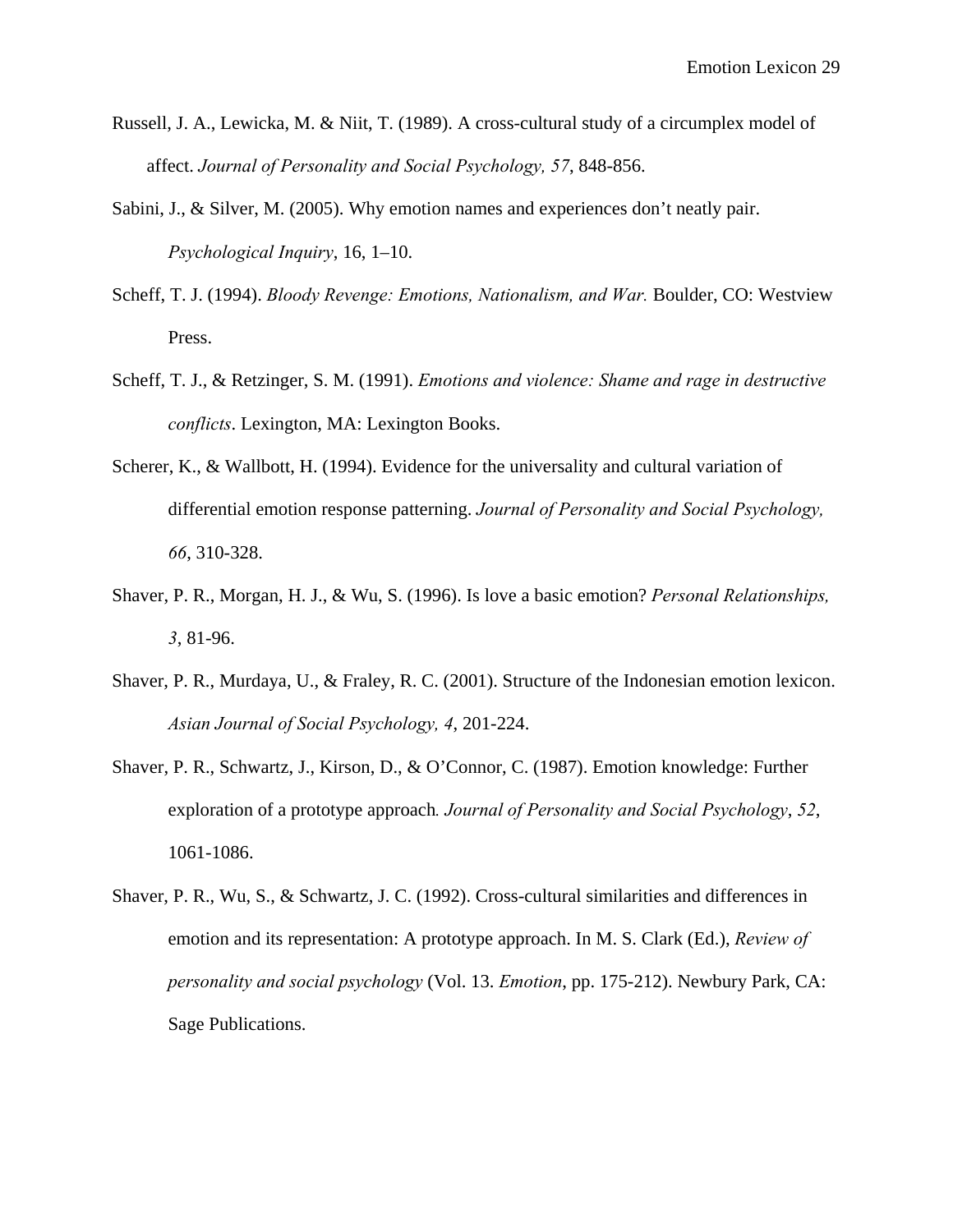Russell, J. A., Lewicka, M. & Niit, T. (1989). A cross-cultural study of a circumplex model of affect. *Journal of Personality and Social Psychology, 57*, 848-856.

Sabini, J., & Silver, M. (2005). Why emotion names and experiences don't neatly pair. *Psychological Inquiry*, 16, 1–10.

Scheff, T. J. (1994). *Bloody Revenge: Emotions, Nationalism, and War.* Boulder, CO: Westview Press.

Scheff, T. J., & Retzinger, S. M. (1991). *Emotions and violence: Shame and rage in destructive conflicts*. Lexington, MA: Lexington Books.

Scherer, K., & Wallbott, H. (1994). Evidence for the universality and cultural variation of differential emotion response patterning. *Journal of Personality and Social Psychology, 66*, 310-328.

Shaver, P. R., Morgan, H. J., & Wu, S. (1996). Is love a basic emotion? *Personal Relationships, 3*, 81-96.

Shaver, P. R., Murdaya, U., & Fraley, R. C. (2001). Structure of the Indonesian emotion lexicon. *Asian Journal of Social Psychology, 4*, 201-224.

Shaver, P. R., Schwartz, J., Kirson, D., & O'Connor, C. (1987). Emotion knowledge: Further exploration of a prototype approach*. Journal of Personality and Social Psychology*, *52*, 1061-1086.

Shaver, P. R., Wu, S., & Schwartz, J. C. (1992). Cross-cultural similarities and differences in emotion and its representation: A prototype approach. In M. S. Clark (Ed.), *Review of personality and social psychology* (Vol. 13. *Emotion*, pp. 175-212). Newbury Park, CA: Sage Publications.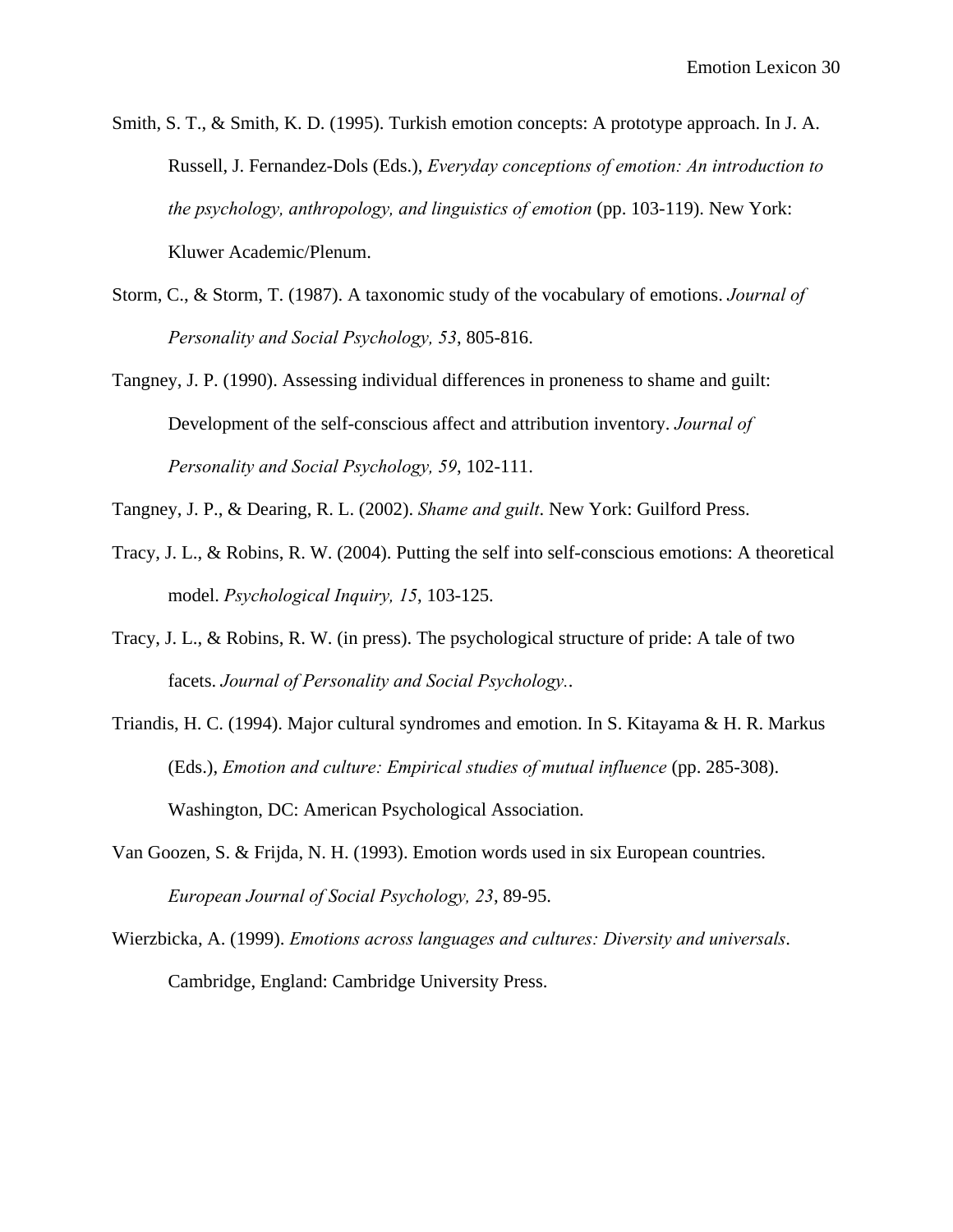Smith, S. T., & Smith, K. D. (1995). Turkish emotion concepts: A prototype approach. In J. A. Russell, J. Fernandez-Dols (Eds.), *Everyday conceptions of emotion: An introduction to the psychology, anthropology, and linguistics of emotion* (pp. 103-119). New York: Kluwer Academic/Plenum.

Storm, C., & Storm, T. (1987). A taxonomic study of the vocabulary of emotions. *Journal of Personality and Social Psychology, 53*, 805-816.

Tangney, J. P. (1990). Assessing individual differences in proneness to shame and guilt: Development of the self-conscious affect and attribution inventory. *Journal of Personality and Social Psychology, 59*, 102-111.

Tangney, J. P., & Dearing, R. L. (2002). *Shame and guilt*. New York: Guilford Press.

Tracy, J. L., & Robins, R. W. (2004). Putting the self into self-conscious emotions: A theoretical model. *Psychological Inquiry, 15*, 103-125.

Tracy, J. L., & Robins, R. W. (in press). The psychological structure of pride: A tale of two facets. *Journal of Personality and Social Psychology.*.

Triandis, H. C. (1994). Major cultural syndromes and emotion. In S. Kitayama & H. R. Markus (Eds.), *Emotion and culture: Empirical studies of mutual influence* (pp. 285-308). Washington, DC: American Psychological Association.

Van Goozen, S. & Frijda, N. H. (1993). Emotion words used in six European countries. *European Journal of Social Psychology, 23*, 89-95.

Wierzbicka, A. (1999). *Emotions across languages and cultures: Diversity and universals*. Cambridge, England: Cambridge University Press.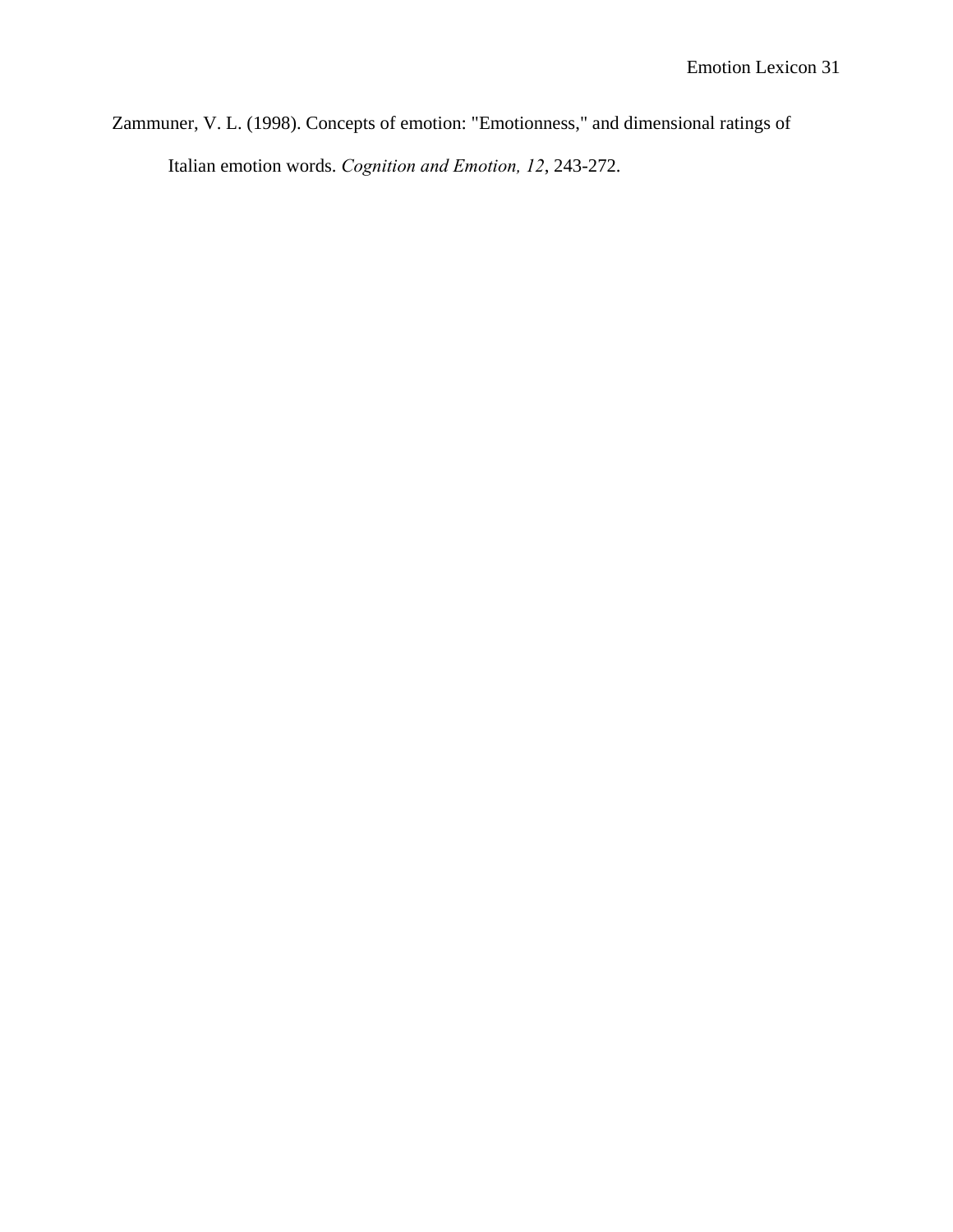Zammuner, V. L. (1998). Concepts of emotion: "Emotionness," and dimensional ratings of Italian emotion words. *Cognition and Emotion, 12*, 243-272.